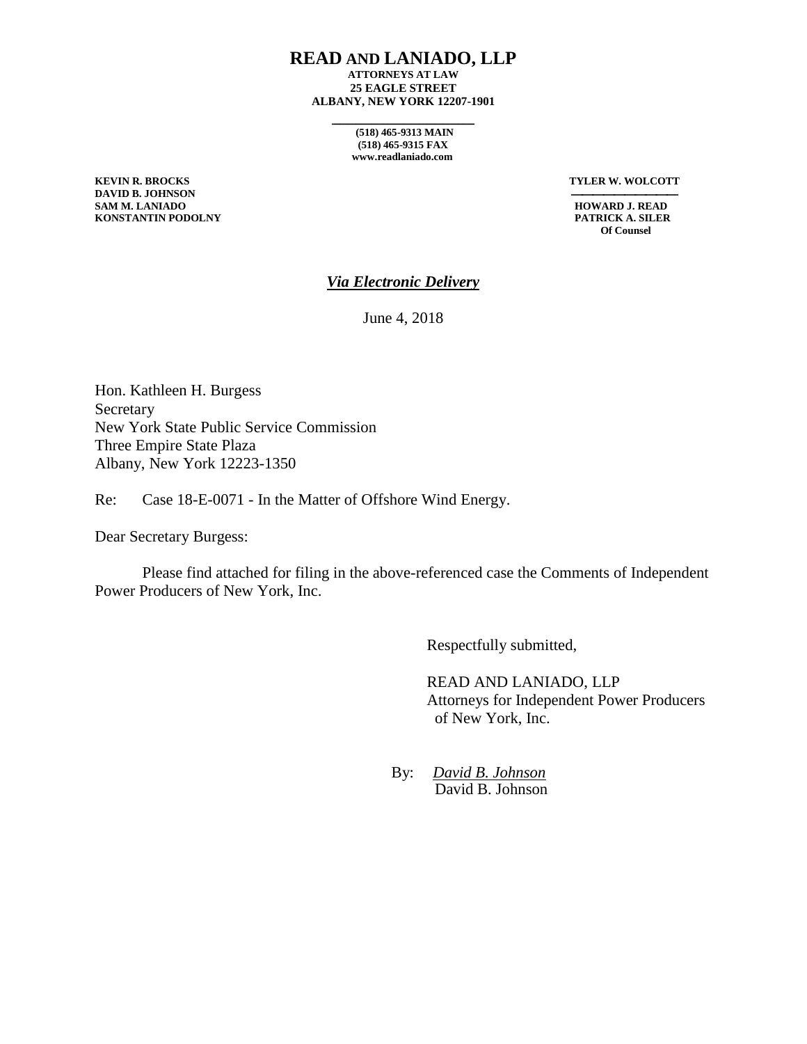# READ AND LANIADO, LLP

**ATTORNEYS AT LAW**
**25 EAGLE STREET**
**ALBANY, NEW YORK 12207-1901**

**(518) 465-9313 MAIN**
**(518) 465-9315 FAX**
**www.readlaniado.com**

**KEVIN R. BROCKS**
**DAVID B. JOHNSON**
**SAM M. LANIADO**
**KONSTANTIN PODOLNY**

**TYLER W. WOLCOTT**

**HOWARD J. READ**
**PATRICK A. SILER**
**Of Counsel**

***Via Electronic Delivery***

June 4, 2018

Hon. Kathleen H. Burgess
Secretary
New York State Public Service Commission
Three Empire State Plaza
Albany, New York 12223-1350

Re: Case 18-E-0071 - In the Matter of Offshore Wind Energy.

Dear Secretary Burgess:

Please find attached for filing in the above-referenced case the Comments of Independent Power Producers of New York, Inc.

Respectfully submitted,

READ AND LANIADO, LLP
Attorneys for Independent Power Producers of New York, Inc.

By: *David B. Johnson*
David B. Johnson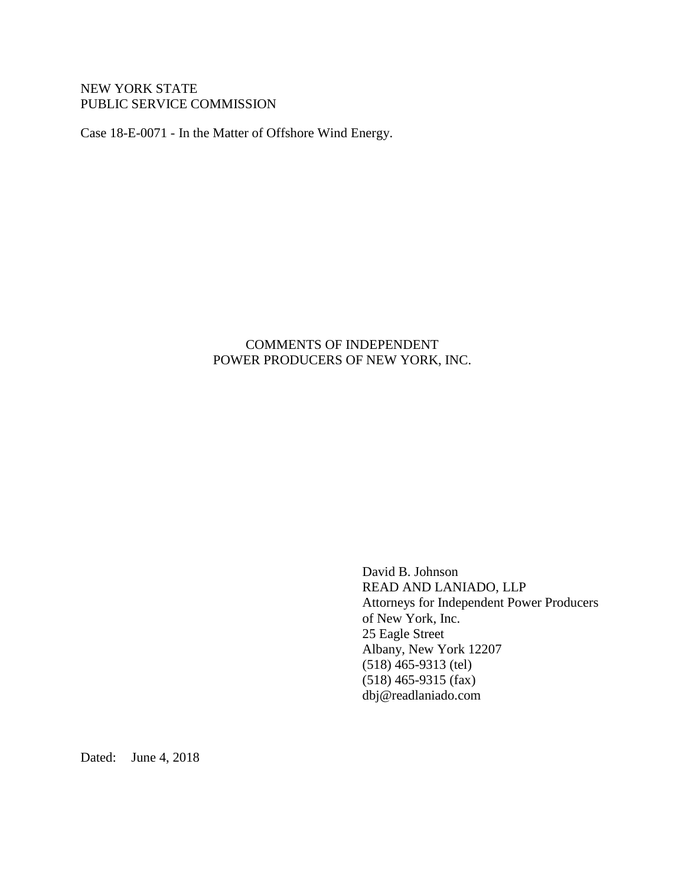NEW YORK STATE
PUBLIC SERVICE COMMISSION

Case 18-E-0071 - In the Matter of Offshore Wind Energy.

COMMENTS OF INDEPENDENT
POWER PRODUCERS OF NEW YORK, INC.

David B. Johnson
READ AND LANIADO, LLP
Attorneys for Independent Power Producers
of New York, Inc.
25 Eagle Street
Albany, New York 12207
(518) 465-9313 (tel)
(518) 465-9315 (fax)
dbj@readlaniado.com

Dated: June 4, 2018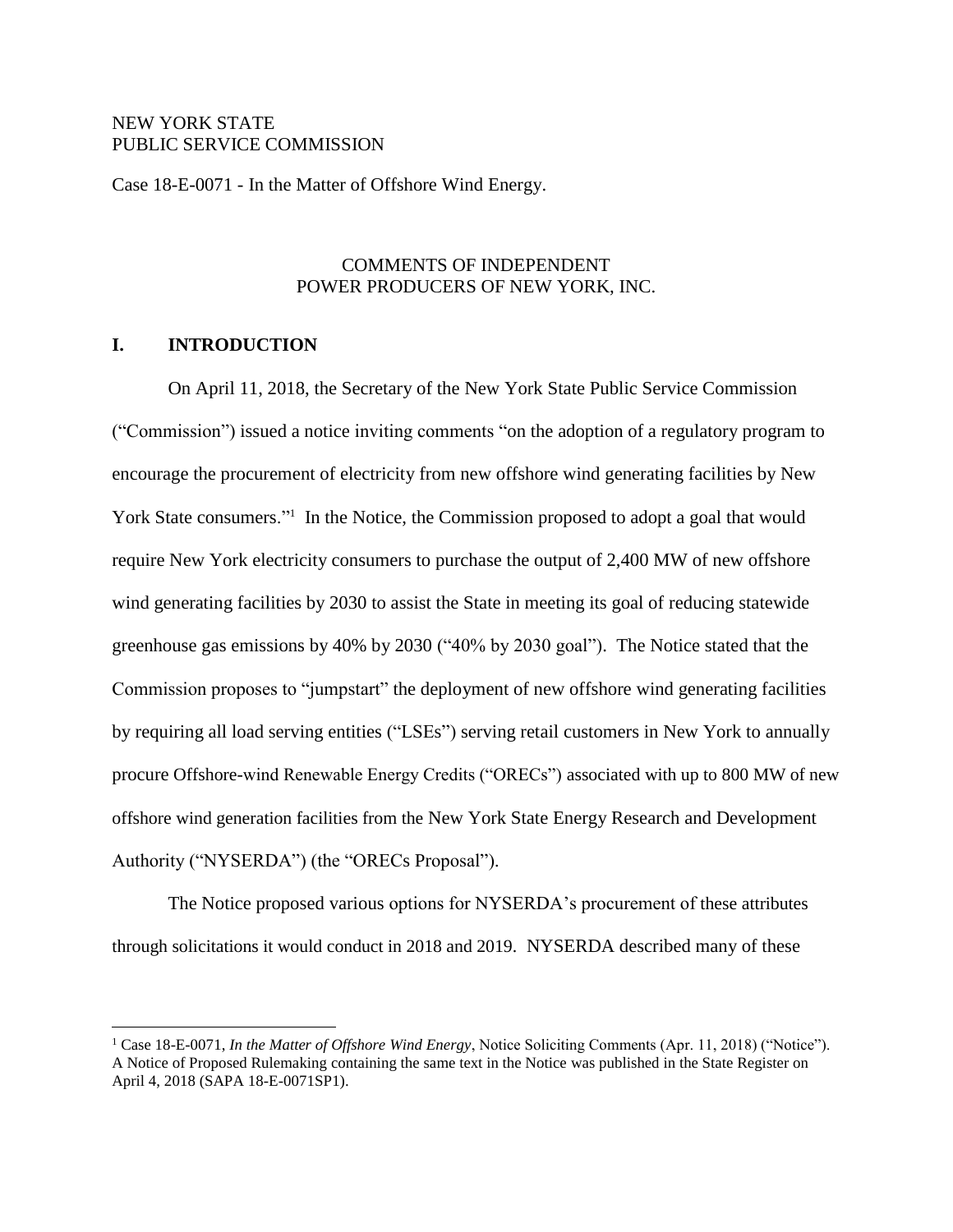NEW YORK STATE
PUBLIC SERVICE COMMISSION

Case 18-E-0071 - In the Matter of Offshore Wind Energy.

COMMENTS OF INDEPENDENT
POWER PRODUCERS OF NEW YORK, INC.

## I. INTRODUCTION

On April 11, 2018, the Secretary of the New York State Public Service Commission ("Commission") issued a notice inviting comments "on the adoption of a regulatory program to encourage the procurement of electricity from new offshore wind generating facilities by New York State consumers."[1] In the Notice, the Commission proposed to adopt a goal that would require New York electricity consumers to purchase the output of 2,400 MW of new offshore wind generating facilities by 2030 to assist the State in meeting its goal of reducing statewide greenhouse gas emissions by 40% by 2030 ("40% by 2030 goal"). The Notice stated that the Commission proposes to "jumpstart" the deployment of new offshore wind generating facilities by requiring all load serving entities ("LSEs") serving retail customers in New York to annually procure Offshore-wind Renewable Energy Credits ("ORECs") associated with up to 800 MW of new offshore wind generation facilities from the New York State Energy Research and Development Authority ("NYSERDA") (the "ORECs Proposal").

The Notice proposed various options for NYSERDA's procurement of these attributes through solicitations it would conduct in 2018 and 2019. NYSERDA described many of these

[1] Case 18-E-0071, *In the Matter of Offshore Wind Energy*, Notice Soliciting Comments (Apr. 11, 2018) ("Notice"). A Notice of Proposed Rulemaking containing the same text in the Notice was published in the State Register on April 4, 2018 (SAPA 18-E-0071SP1).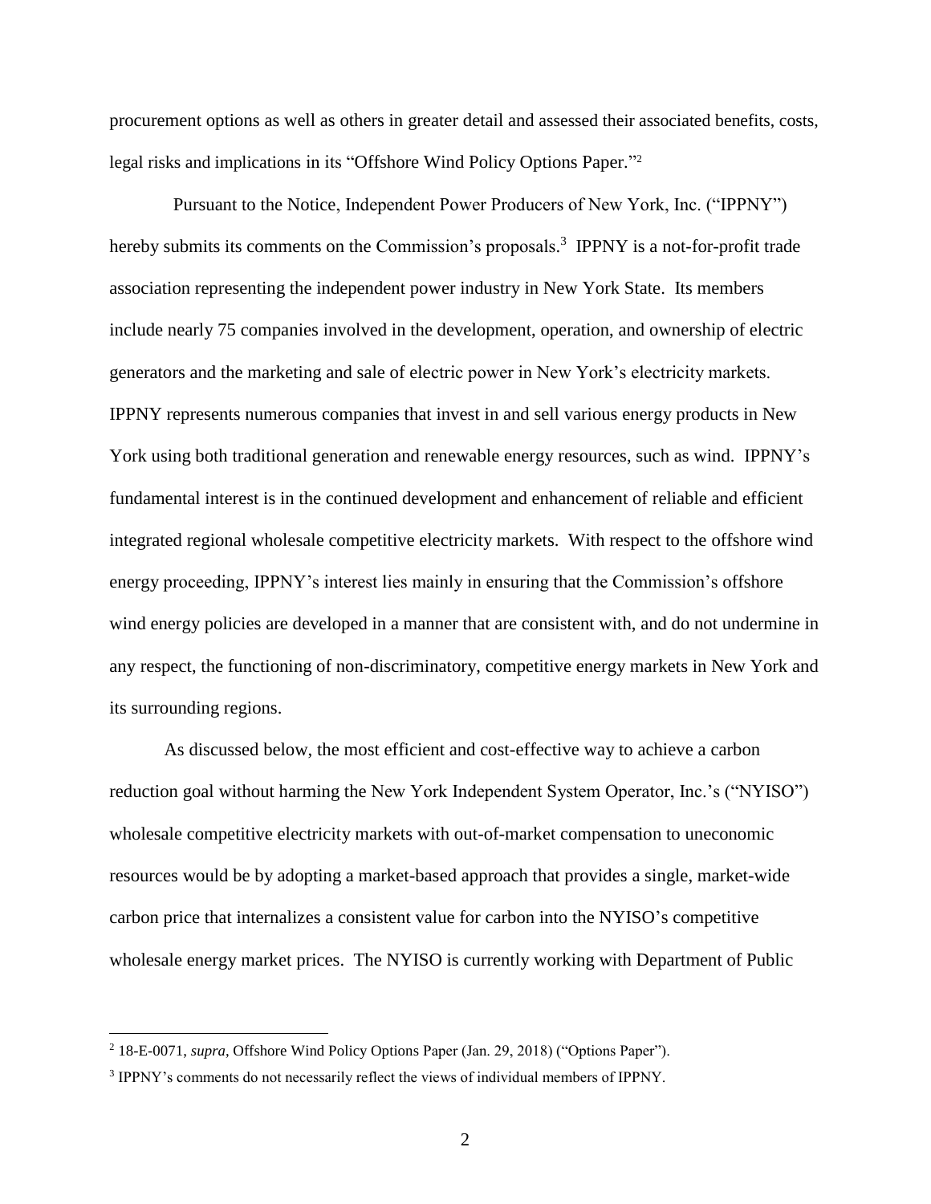procurement options as well as others in greater detail and assessed their associated benefits, costs, legal risks and implications in its "Offshore Wind Policy Options Paper."[2]

Pursuant to the Notice, Independent Power Producers of New York, Inc. ("IPPNY") hereby submits its comments on the Commission's proposals.[3] IPPNY is a not-for-profit trade association representing the independent power industry in New York State. Its members include nearly 75 companies involved in the development, operation, and ownership of electric generators and the marketing and sale of electric power in New York's electricity markets. IPPNY represents numerous companies that invest in and sell various energy products in New York using both traditional generation and renewable energy resources, such as wind. IPPNY's fundamental interest is in the continued development and enhancement of reliable and efficient integrated regional wholesale competitive electricity markets. With respect to the offshore wind energy proceeding, IPPNY's interest lies mainly in ensuring that the Commission's offshore wind energy policies are developed in a manner that are consistent with, and do not undermine in any respect, the functioning of non-discriminatory, competitive energy markets in New York and its surrounding regions.

As discussed below, the most efficient and cost-effective way to achieve a carbon reduction goal without harming the New York Independent System Operator, Inc.'s ("NYISO") wholesale competitive electricity markets with out-of-market compensation to uneconomic resources would be by adopting a market-based approach that provides a single, market-wide carbon price that internalizes a consistent value for carbon into the NYISO's competitive wholesale energy market prices. The NYISO is currently working with Department of Public

---

[2] 18-E-0071, *supra*, Offshore Wind Policy Options Paper (Jan. 29, 2018) ("Options Paper").

[3] IPPNY's comments do not necessarily reflect the views of individual members of IPPNY.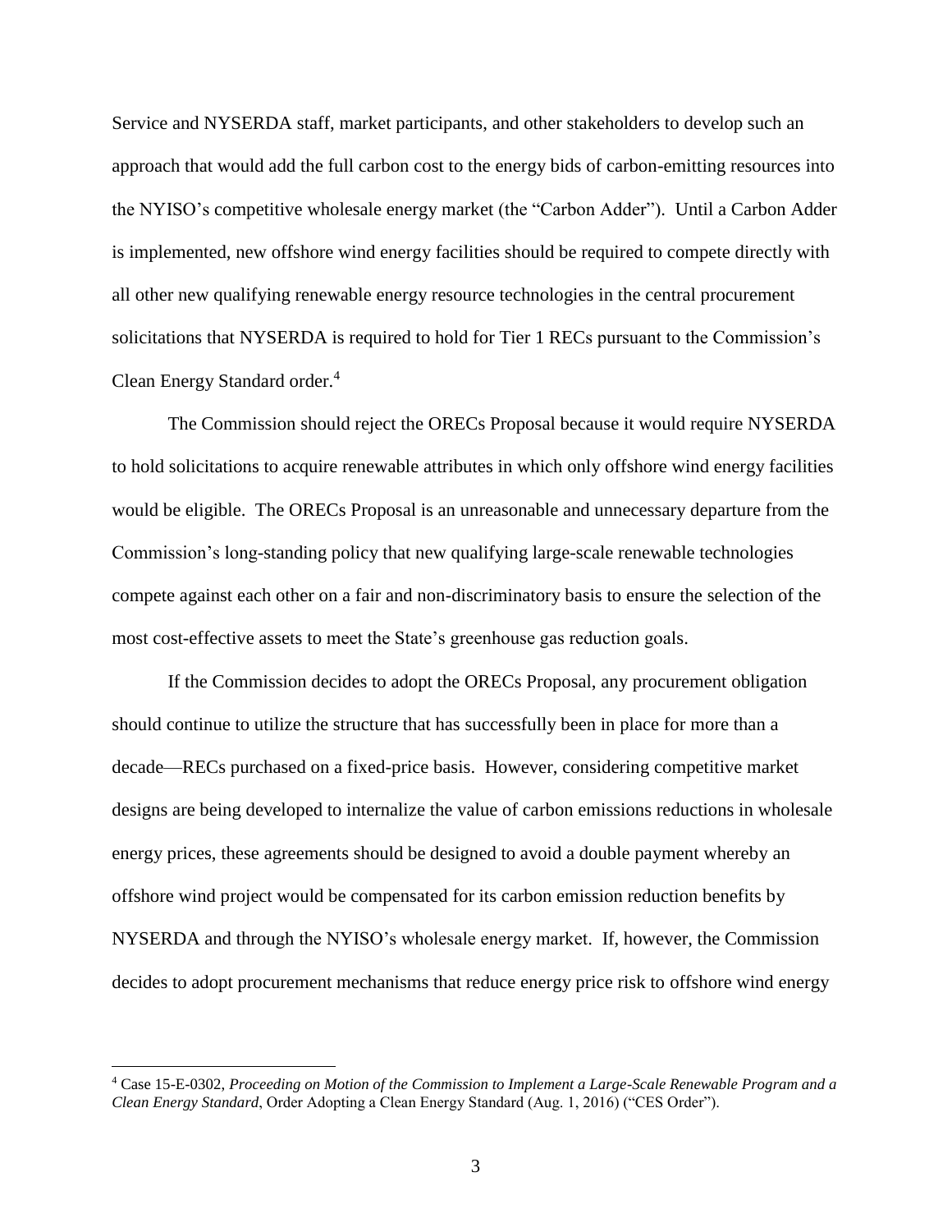Service and NYSERDA staff, market participants, and other stakeholders to develop such an approach that would add the full carbon cost to the energy bids of carbon-emitting resources into the NYISO's competitive wholesale energy market (the "Carbon Adder"). Until a Carbon Adder is implemented, new offshore wind energy facilities should be required to compete directly with all other new qualifying renewable energy resource technologies in the central procurement solicitations that NYSERDA is required to hold for Tier 1 RECs pursuant to the Commission's Clean Energy Standard order.[4]

The Commission should reject the ORECs Proposal because it would require NYSERDA to hold solicitations to acquire renewable attributes in which only offshore wind energy facilities would be eligible. The ORECs Proposal is an unreasonable and unnecessary departure from the Commission's long-standing policy that new qualifying large-scale renewable technologies compete against each other on a fair and non-discriminatory basis to ensure the selection of the most cost-effective assets to meet the State's greenhouse gas reduction goals.

If the Commission decides to adopt the ORECs Proposal, any procurement obligation should continue to utilize the structure that has successfully been in place for more than a decade—RECs purchased on a fixed-price basis. However, considering competitive market designs are being developed to internalize the value of carbon emissions reductions in wholesale energy prices, these agreements should be designed to avoid a double payment whereby an offshore wind project would be compensated for its carbon emission reduction benefits by NYSERDA and through the NYISO's wholesale energy market. If, however, the Commission decides to adopt procurement mechanisms that reduce energy price risk to offshore wind energy

---

[4] Case 15-E-0302, *Proceeding on Motion of the Commission to Implement a Large-Scale Renewable Program and a Clean Energy Standard*, Order Adopting a Clean Energy Standard (Aug. 1, 2016) ("CES Order").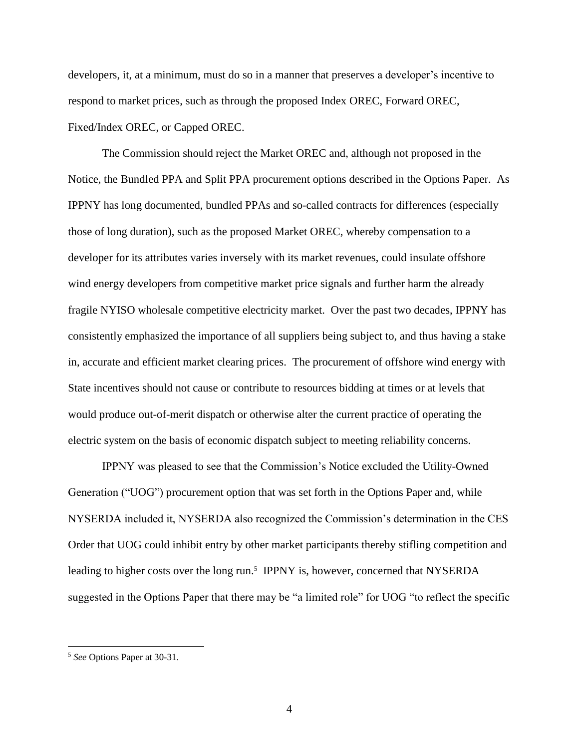developers, it, at a minimum, must do so in a manner that preserves a developer's incentive to respond to market prices, such as through the proposed Index OREC, Forward OREC, Fixed/Index OREC, or Capped OREC.

The Commission should reject the Market OREC and, although not proposed in the Notice, the Bundled PPA and Split PPA procurement options described in the Options Paper. As IPPNY has long documented, bundled PPAs and so-called contracts for differences (especially those of long duration), such as the proposed Market OREC, whereby compensation to a developer for its attributes varies inversely with its market revenues, could insulate offshore wind energy developers from competitive market price signals and further harm the already fragile NYISO wholesale competitive electricity market. Over the past two decades, IPPNY has consistently emphasized the importance of all suppliers being subject to, and thus having a stake in, accurate and efficient market clearing prices. The procurement of offshore wind energy with State incentives should not cause or contribute to resources bidding at times or at levels that would produce out-of-merit dispatch or otherwise alter the current practice of operating the electric system on the basis of economic dispatch subject to meeting reliability concerns.

IPPNY was pleased to see that the Commission's Notice excluded the Utility-Owned Generation ("UOG") procurement option that was set forth in the Options Paper and, while NYSERDA included it, NYSERDA also recognized the Commission's determination in the CES Order that UOG could inhibit entry by other market participants thereby stifling competition and leading to higher costs over the long run.[5] IPPNY is, however, concerned that NYSERDA suggested in the Options Paper that there may be "a limited role" for UOG "to reflect the specific

---

[5] *See* Options Paper at 30-31.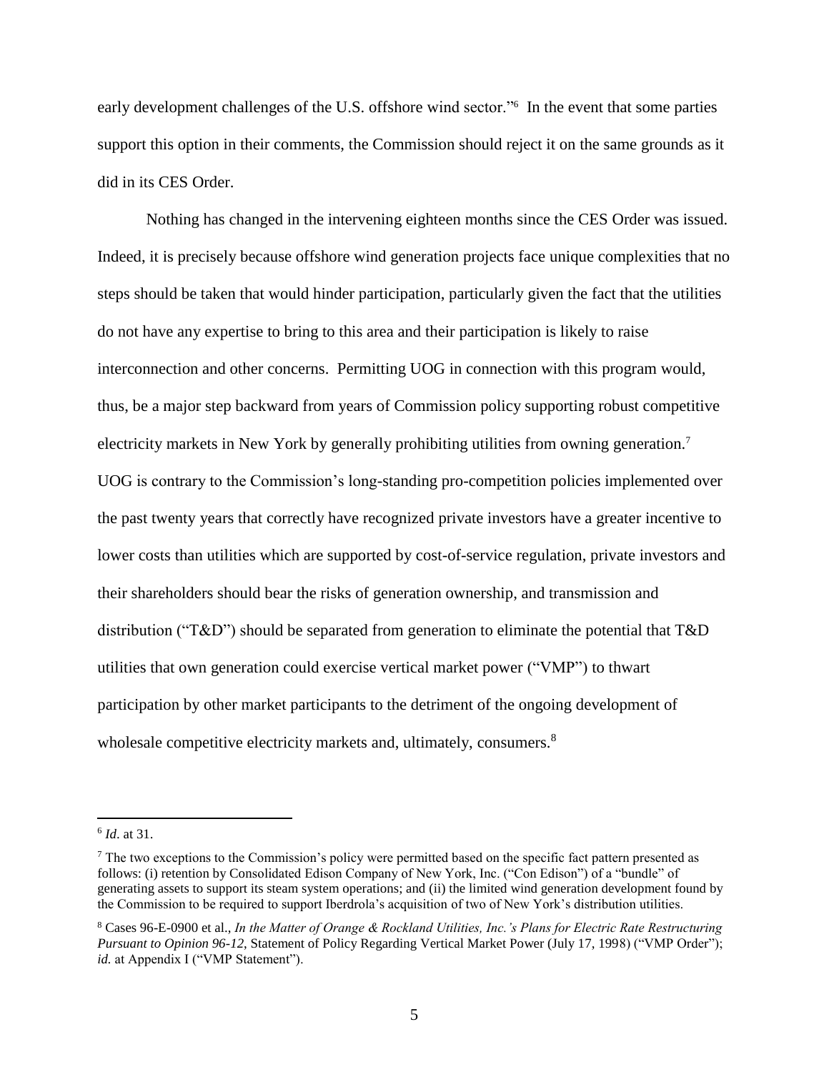early development challenges of the U.S. offshore wind sector."[6] In the event that some parties support this option in their comments, the Commission should reject it on the same grounds as it did in its CES Order.

Nothing has changed in the intervening eighteen months since the CES Order was issued. Indeed, it is precisely because offshore wind generation projects face unique complexities that no steps should be taken that would hinder participation, particularly given the fact that the utilities do not have any expertise to bring to this area and their participation is likely to raise interconnection and other concerns. Permitting UOG in connection with this program would, thus, be a major step backward from years of Commission policy supporting robust competitive electricity markets in New York by generally prohibiting utilities from owning generation.[7] UOG is contrary to the Commission's long-standing pro-competition policies implemented over the past twenty years that correctly have recognized private investors have a greater incentive to lower costs than utilities which are supported by cost-of-service regulation, private investors and their shareholders should bear the risks of generation ownership, and transmission and distribution ("T&D") should be separated from generation to eliminate the potential that T&D utilities that own generation could exercise vertical market power ("VMP") to thwart participation by other market participants to the detriment of the ongoing development of wholesale competitive electricity markets and, ultimately, consumers.[8]

---

[6] *Id*. at 31.

[7] The two exceptions to the Commission's policy were permitted based on the specific fact pattern presented as follows: (i) retention by Consolidated Edison Company of New York, Inc. ("Con Edison") of a "bundle" of generating assets to support its steam system operations; and (ii) the limited wind generation development found by the Commission to be required to support Iberdrola's acquisition of two of New York's distribution utilities.

[8] Cases 96-E-0900 et al., *In the Matter of Orange & Rockland Utilities, Inc.'s Plans for Electric Rate Restructuring Pursuant to Opinion 96-12*, Statement of Policy Regarding Vertical Market Power (July 17, 1998) ("VMP Order"); *id.* at Appendix I ("VMP Statement").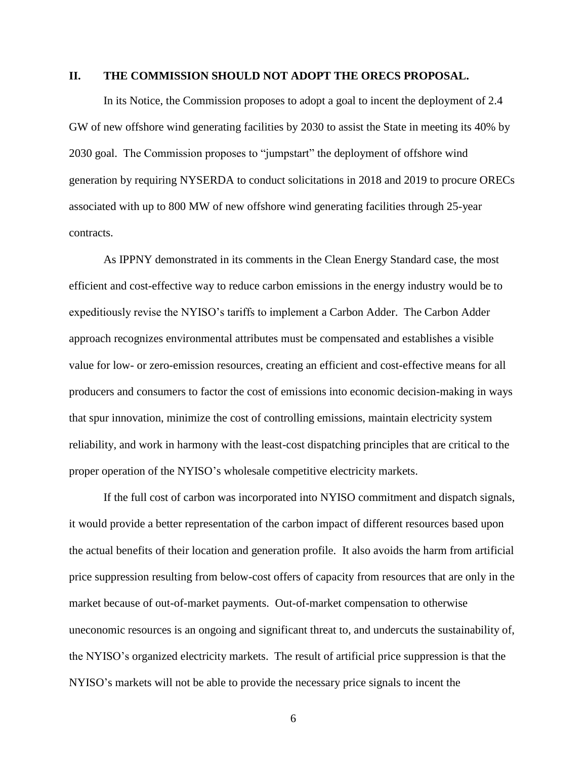## II. THE COMMISSION SHOULD NOT ADOPT THE ORECS PROPOSAL.

In its Notice, the Commission proposes to adopt a goal to incent the deployment of 2.4 GW of new offshore wind generating facilities by 2030 to assist the State in meeting its 40% by 2030 goal. The Commission proposes to "jumpstart" the deployment of offshore wind generation by requiring NYSERDA to conduct solicitations in 2018 and 2019 to procure ORECs associated with up to 800 MW of new offshore wind generating facilities through 25-year contracts.

As IPPNY demonstrated in its comments in the Clean Energy Standard case, the most efficient and cost-effective way to reduce carbon emissions in the energy industry would be to expeditiously revise the NYISO's tariffs to implement a Carbon Adder. The Carbon Adder approach recognizes environmental attributes must be compensated and establishes a visible value for low- or zero-emission resources, creating an efficient and cost-effective means for all producers and consumers to factor the cost of emissions into economic decision-making in ways that spur innovation, minimize the cost of controlling emissions, maintain electricity system reliability, and work in harmony with the least-cost dispatching principles that are critical to the proper operation of the NYISO's wholesale competitive electricity markets.

If the full cost of carbon was incorporated into NYISO commitment and dispatch signals, it would provide a better representation of the carbon impact of different resources based upon the actual benefits of their location and generation profile. It also avoids the harm from artificial price suppression resulting from below-cost offers of capacity from resources that are only in the market because of out-of-market payments. Out-of-market compensation to otherwise uneconomic resources is an ongoing and significant threat to, and undercuts the sustainability of, the NYISO's organized electricity markets. The result of artificial price suppression is that the NYISO's markets will not be able to provide the necessary price signals to incent the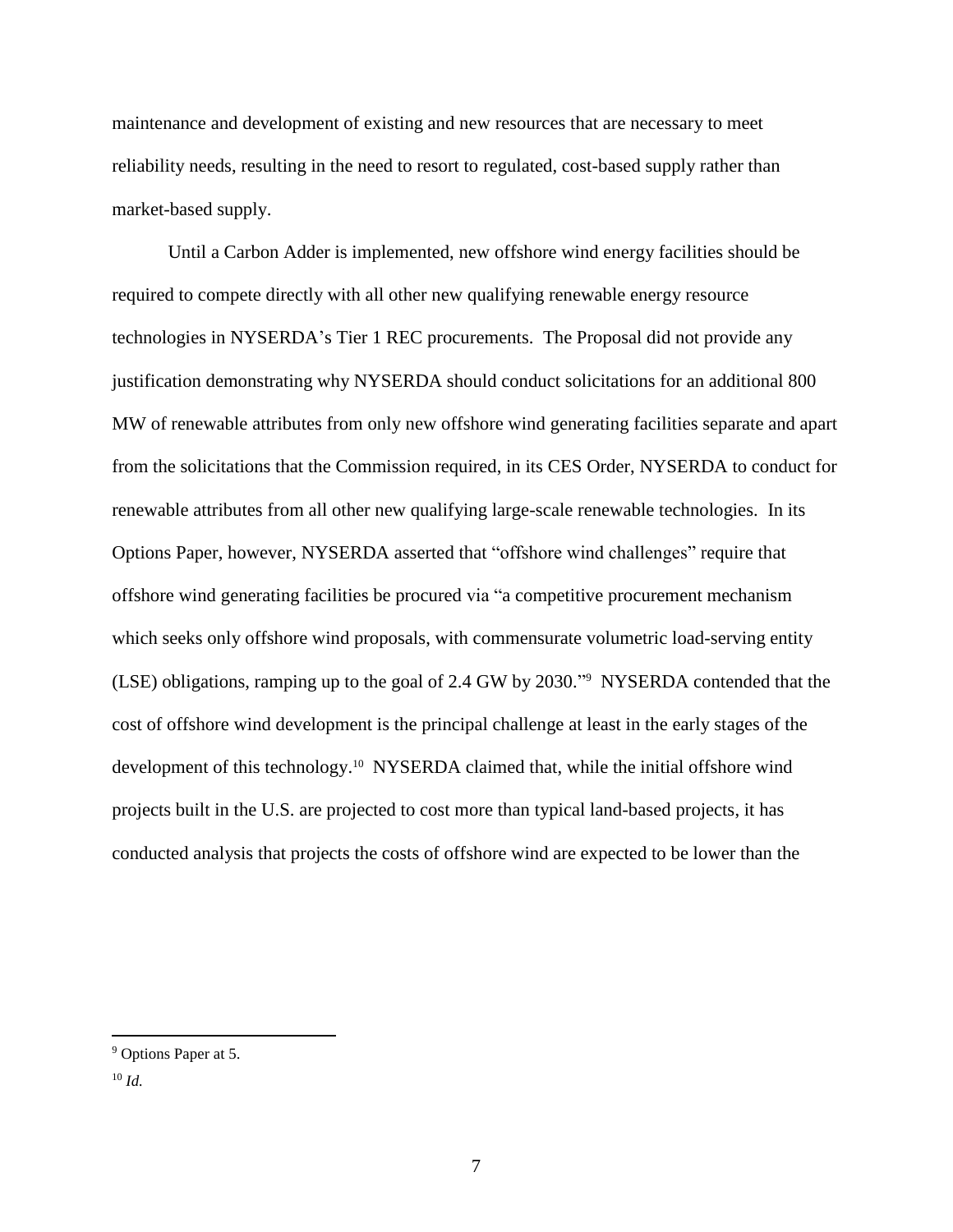maintenance and development of existing and new resources that are necessary to meet reliability needs, resulting in the need to resort to regulated, cost-based supply rather than market-based supply.

Until a Carbon Adder is implemented, new offshore wind energy facilities should be required to compete directly with all other new qualifying renewable energy resource technologies in NYSERDA's Tier 1 REC procurements. The Proposal did not provide any justification demonstrating why NYSERDA should conduct solicitations for an additional 800 MW of renewable attributes from only new offshore wind generating facilities separate and apart from the solicitations that the Commission required, in its CES Order, NYSERDA to conduct for renewable attributes from all other new qualifying large-scale renewable technologies. In its Options Paper, however, NYSERDA asserted that "offshore wind challenges" require that offshore wind generating facilities be procured via "a competitive procurement mechanism which seeks only offshore wind proposals, with commensurate volumetric load-serving entity (LSE) obligations, ramping up to the goal of 2.4 GW by 2030."[9] NYSERDA contended that the cost of offshore wind development is the principal challenge at least in the early stages of the development of this technology.[10] NYSERDA claimed that, while the initial offshore wind projects built in the U.S. are projected to cost more than typical land-based projects, it has conducted analysis that projects the costs of offshore wind are expected to be lower than the

---

[9] Options Paper at 5.

[10] *Id.*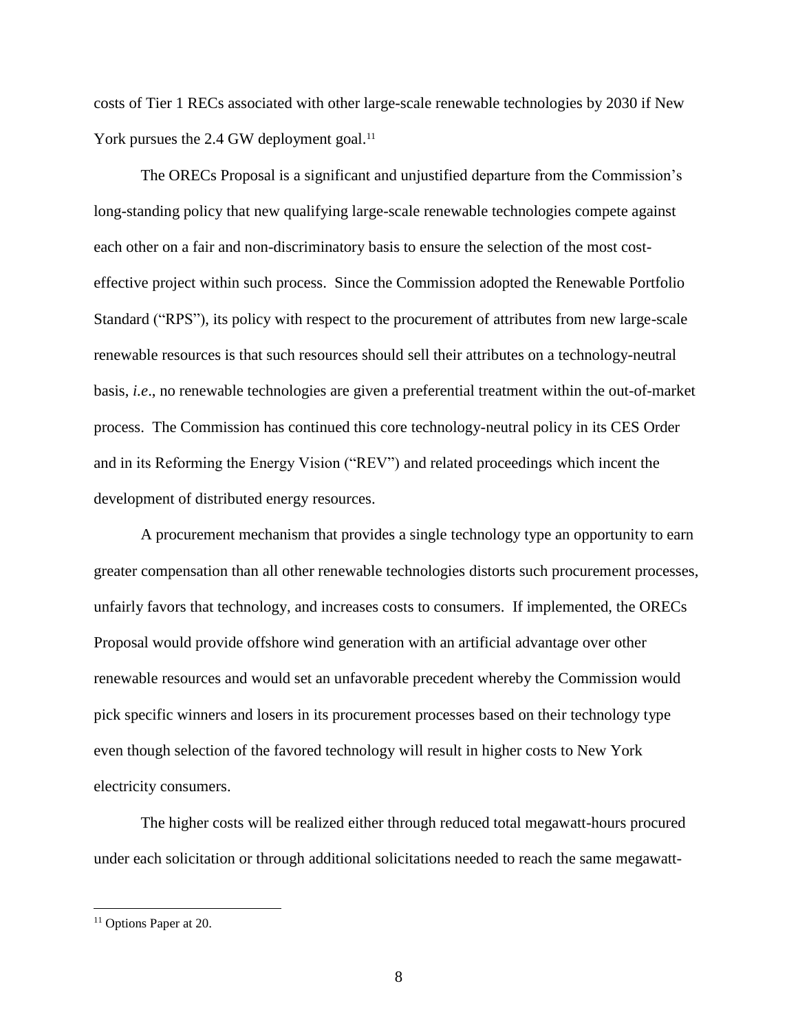costs of Tier 1 RECs associated with other large-scale renewable technologies by 2030 if New York pursues the 2.4 GW deployment goal.[11]

The ORECs Proposal is a significant and unjustified departure from the Commission's long-standing policy that new qualifying large-scale renewable technologies compete against each other on a fair and non-discriminatory basis to ensure the selection of the most cost-effective project within such process. Since the Commission adopted the Renewable Portfolio Standard ("RPS"), its policy with respect to the procurement of attributes from new large-scale renewable resources is that such resources should sell their attributes on a technology-neutral basis, *i.e*., no renewable technologies are given a preferential treatment within the out-of-market process. The Commission has continued this core technology-neutral policy in its CES Order and in its Reforming the Energy Vision ("REV") and related proceedings which incent the development of distributed energy resources.

A procurement mechanism that provides a single technology type an opportunity to earn greater compensation than all other renewable technologies distorts such procurement processes, unfairly favors that technology, and increases costs to consumers. If implemented, the ORECs Proposal would provide offshore wind generation with an artificial advantage over other renewable resources and would set an unfavorable precedent whereby the Commission would pick specific winners and losers in its procurement processes based on their technology type even though selection of the favored technology will result in higher costs to New York electricity consumers.

The higher costs will be realized either through reduced total megawatt-hours procured under each solicitation or through additional solicitations needed to reach the same megawatt-

[11] Options Paper at 20.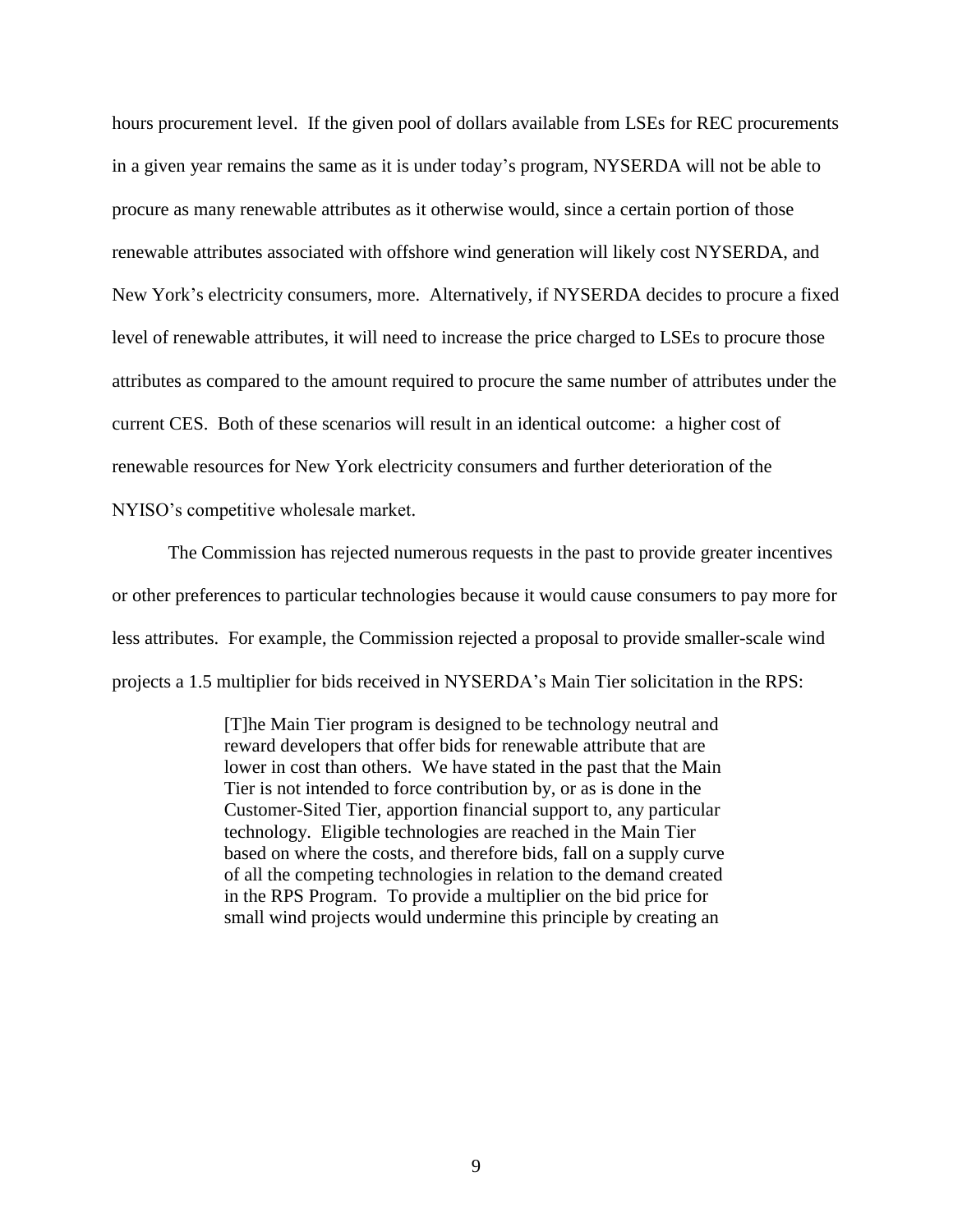hours procurement level. If the given pool of dollars available from LSEs for REC procurements in a given year remains the same as it is under today's program, NYSERDA will not be able to procure as many renewable attributes as it otherwise would, since a certain portion of those renewable attributes associated with offshore wind generation will likely cost NYSERDA, and New York's electricity consumers, more. Alternatively, if NYSERDA decides to procure a fixed level of renewable attributes, it will need to increase the price charged to LSEs to procure those attributes as compared to the amount required to procure the same number of attributes under the current CES. Both of these scenarios will result in an identical outcome: a higher cost of renewable resources for New York electricity consumers and further deterioration of the NYISO's competitive wholesale market.

The Commission has rejected numerous requests in the past to provide greater incentives or other preferences to particular technologies because it would cause consumers to pay more for less attributes. For example, the Commission rejected a proposal to provide smaller-scale wind projects a 1.5 multiplier for bids received in NYSERDA's Main Tier solicitation in the RPS:

> [T]he Main Tier program is designed to be technology neutral and reward developers that offer bids for renewable attribute that are lower in cost than others. We have stated in the past that the Main Tier is not intended to force contribution by, or as is done in the Customer-Sited Tier, apportion financial support to, any particular technology. Eligible technologies are reached in the Main Tier based on where the costs, and therefore bids, fall on a supply curve of all the competing technologies in relation to the demand created in the RPS Program. To provide a multiplier on the bid price for small wind projects would undermine this principle by creating an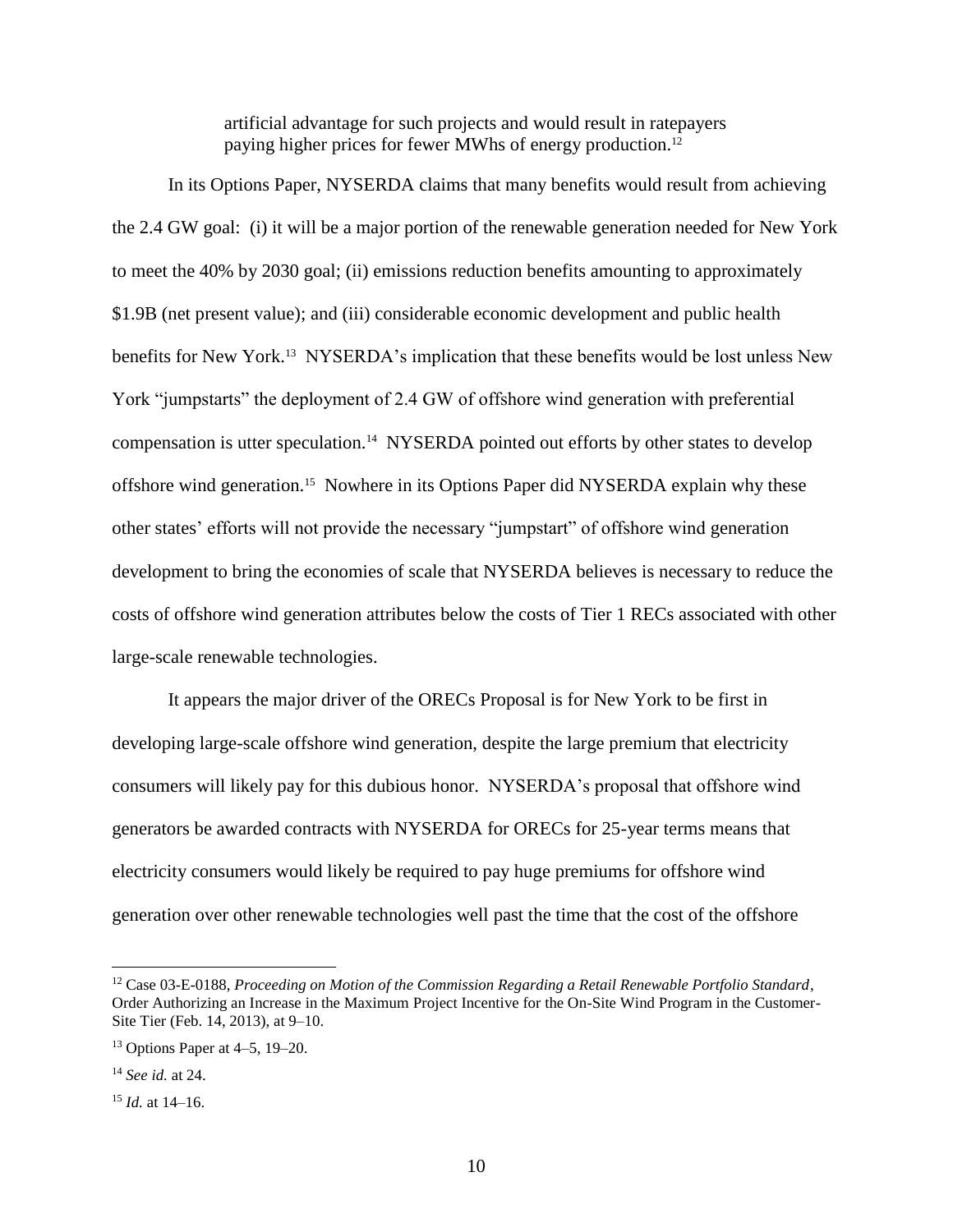> artificial advantage for such projects and would result in ratepayers paying higher prices for fewer MWhs of energy production.[12]

In its Options Paper, NYSERDA claims that many benefits would result from achieving the 2.4 GW goal: (i) it will be a major portion of the renewable generation needed for New York to meet the 40% by 2030 goal; (ii) emissions reduction benefits amounting to approximately $1.9B (net present value); and (iii) considerable economic development and public health benefits for New York.[13] NYSERDA's implication that these benefits would be lost unless New York "jumpstarts" the deployment of 2.4 GW of offshore wind generation with preferential compensation is utter speculation.[14] NYSERDA pointed out efforts by other states to develop offshore wind generation.[15] Nowhere in its Options Paper did NYSERDA explain why these other states' efforts will not provide the necessary "jumpstart" of offshore wind generation development to bring the economies of scale that NYSERDA believes is necessary to reduce the costs of offshore wind generation attributes below the costs of Tier 1 RECs associated with other large-scale renewable technologies.

It appears the major driver of the ORECs Proposal is for New York to be first in developing large-scale offshore wind generation, despite the large premium that electricity consumers will likely pay for this dubious honor. NYSERDA's proposal that offshore wind generators be awarded contracts with NYSERDA for ORECs for 25-year terms means that electricity consumers would likely be required to pay huge premiums for offshore wind generation over other renewable technologies well past the time that the cost of the offshore

---

[12] Case 03-E-0188, *Proceeding on Motion of the Commission Regarding a Retail Renewable Portfolio Standard*, Order Authorizing an Increase in the Maximum Project Incentive for the On-Site Wind Program in the Customer-Site Tier (Feb. 14, 2013), at 9–10.

[13] Options Paper at 4–5, 19–20.

[14] *See id.* at 24.

[15] *Id.* at 14–16.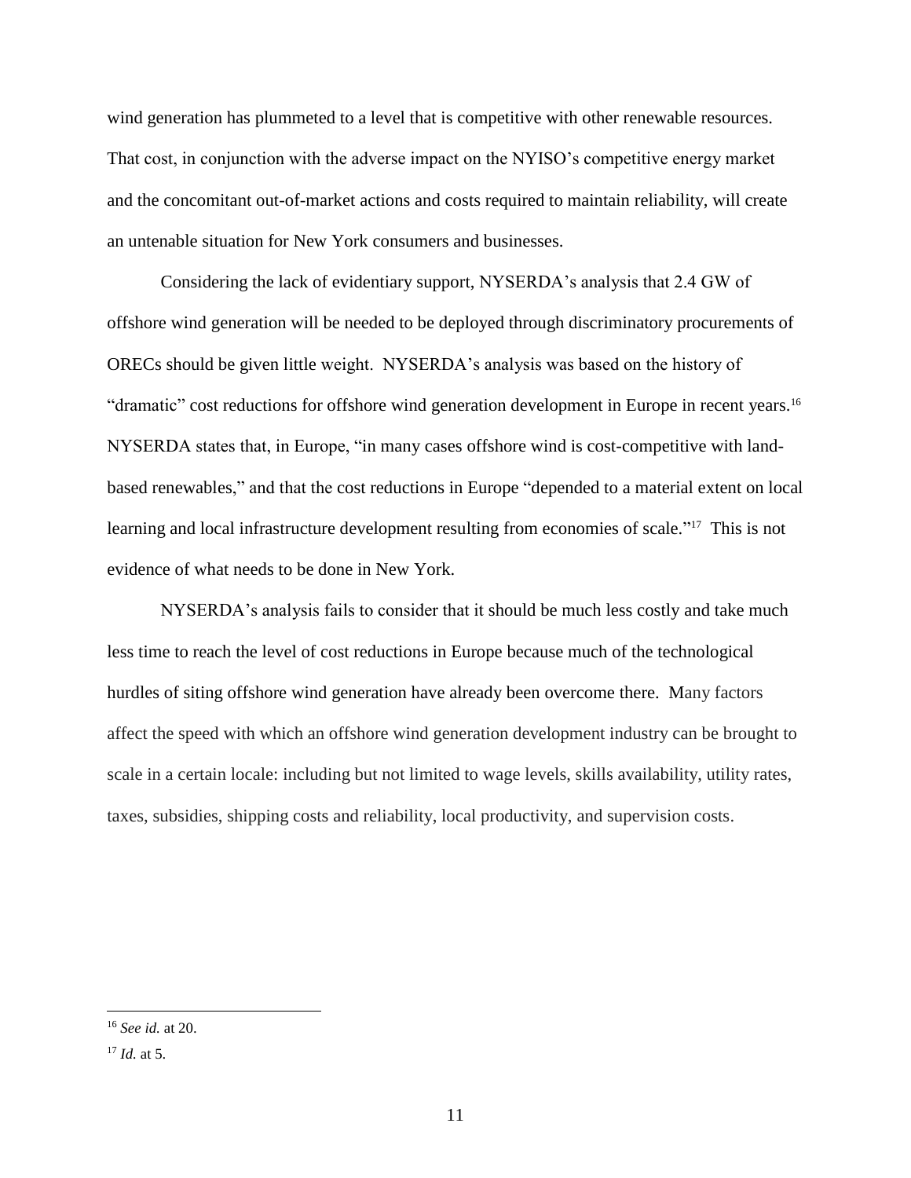wind generation has plummeted to a level that is competitive with other renewable resources. That cost, in conjunction with the adverse impact on the NYISO's competitive energy market and the concomitant out-of-market actions and costs required to maintain reliability, will create an untenable situation for New York consumers and businesses.

Considering the lack of evidentiary support, NYSERDA's analysis that 2.4 GW of offshore wind generation will be needed to be deployed through discriminatory procurements of ORECs should be given little weight. NYSERDA's analysis was based on the history of "dramatic" cost reductions for offshore wind generation development in Europe in recent years.[16] NYSERDA states that, in Europe, "in many cases offshore wind is cost-competitive with land-based renewables," and that the cost reductions in Europe "depended to a material extent on local learning and local infrastructure development resulting from economies of scale."[17] This is not evidence of what needs to be done in New York.

NYSERDA's analysis fails to consider that it should be much less costly and take much less time to reach the level of cost reductions in Europe because much of the technological hurdles of siting offshore wind generation have already been overcome there. Many factors affect the speed with which an offshore wind generation development industry can be brought to scale in a certain locale: including but not limited to wage levels, skills availability, utility rates, taxes, subsidies, shipping costs and reliability, local productivity, and supervision costs.

---

[16] *See id.* at 20.

[17] *Id.* at 5.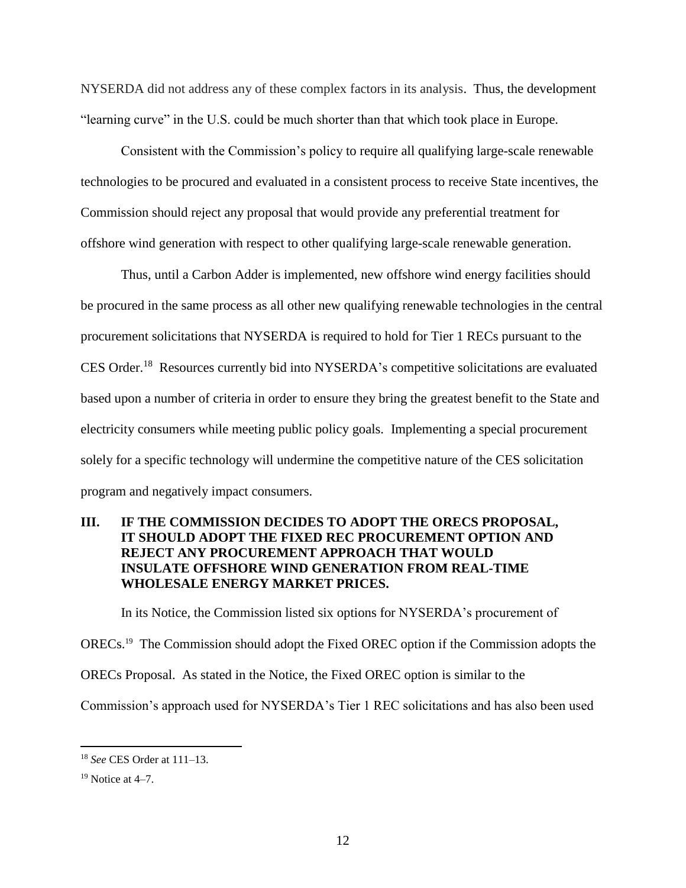NYSERDA did not address any of these complex factors in its analysis. Thus, the development "learning curve" in the U.S. could be much shorter than that which took place in Europe.

Consistent with the Commission's policy to require all qualifying large-scale renewable technologies to be procured and evaluated in a consistent process to receive State incentives, the Commission should reject any proposal that would provide any preferential treatment for offshore wind generation with respect to other qualifying large-scale renewable generation.

Thus, until a Carbon Adder is implemented, new offshore wind energy facilities should be procured in the same process as all other new qualifying renewable technologies in the central procurement solicitations that NYSERDA is required to hold for Tier 1 RECs pursuant to the CES Order.[18] Resources currently bid into NYSERDA's competitive solicitations are evaluated based upon a number of criteria in order to ensure they bring the greatest benefit to the State and electricity consumers while meeting public policy goals. Implementing a special procurement solely for a specific technology will undermine the competitive nature of the CES solicitation program and negatively impact consumers.

## III. IF THE COMMISSION DECIDES TO ADOPT THE ORECS PROPOSAL, IT SHOULD ADOPT THE FIXED REC PROCUREMENT OPTION AND REJECT ANY PROCUREMENT APPROACH THAT WOULD INSULATE OFFSHORE WIND GENERATION FROM REAL-TIME WHOLESALE ENERGY MARKET PRICES.

In its Notice, the Commission listed six options for NYSERDA's procurement of ORECs.[19] The Commission should adopt the Fixed OREC option if the Commission adopts the ORECs Proposal. As stated in the Notice, the Fixed OREC option is similar to the Commission's approach used for NYSERDA's Tier 1 REC solicitations and has also been used

---

[18] *See* CES Order at 111–13.

[19] Notice at 4–7.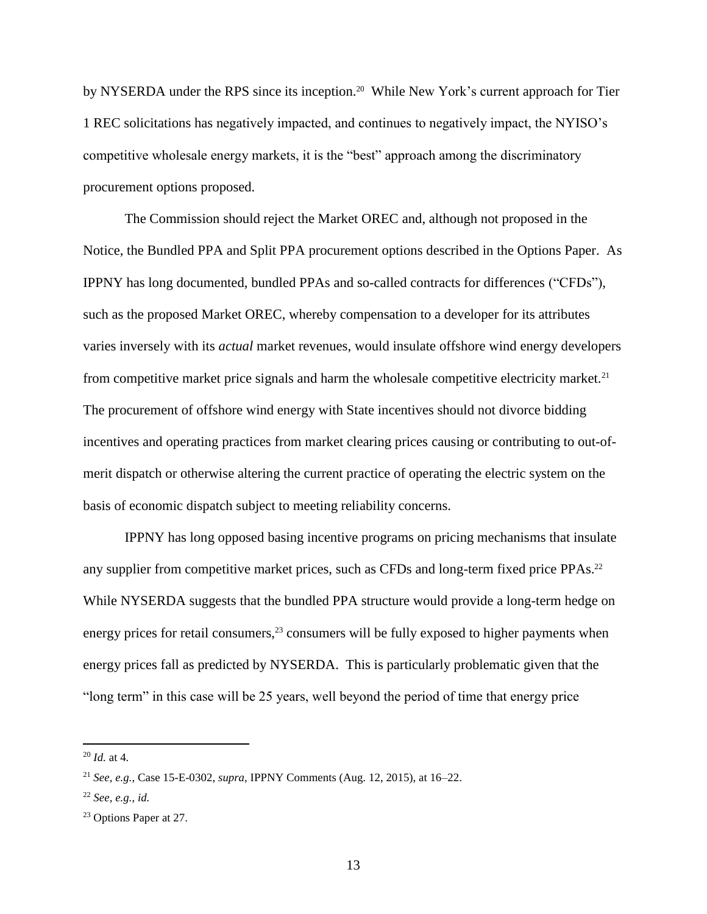by NYSERDA under the RPS since its inception.[20] While New York's current approach for Tier 1 REC solicitations has negatively impacted, and continues to negatively impact, the NYISO's competitive wholesale energy markets, it is the "best" approach among the discriminatory procurement options proposed.

The Commission should reject the Market OREC and, although not proposed in the Notice, the Bundled PPA and Split PPA procurement options described in the Options Paper. As IPPNY has long documented, bundled PPAs and so-called contracts for differences ("CFDs"), such as the proposed Market OREC, whereby compensation to a developer for its attributes varies inversely with its *actual* market revenues, would insulate offshore wind energy developers from competitive market price signals and harm the wholesale competitive electricity market.[21] The procurement of offshore wind energy with State incentives should not divorce bidding incentives and operating practices from market clearing prices causing or contributing to out-of-merit dispatch or otherwise altering the current practice of operating the electric system on the basis of economic dispatch subject to meeting reliability concerns.

IPPNY has long opposed basing incentive programs on pricing mechanisms that insulate any supplier from competitive market prices, such as CFDs and long-term fixed price PPAs.[22] While NYSERDA suggests that the bundled PPA structure would provide a long-term hedge on energy prices for retail consumers,[23] consumers will be fully exposed to higher payments when energy prices fall as predicted by NYSERDA. This is particularly problematic given that the "long term" in this case will be 25 years, well beyond the period of time that energy price

---

[20] *Id.* at 4.

[21] *See, e.g.*, Case 15-E-0302, *supra*, IPPNY Comments (Aug. 12, 2015), at 16–22.

[22] *See, e.g.*, *id.*

[23] Options Paper at 27.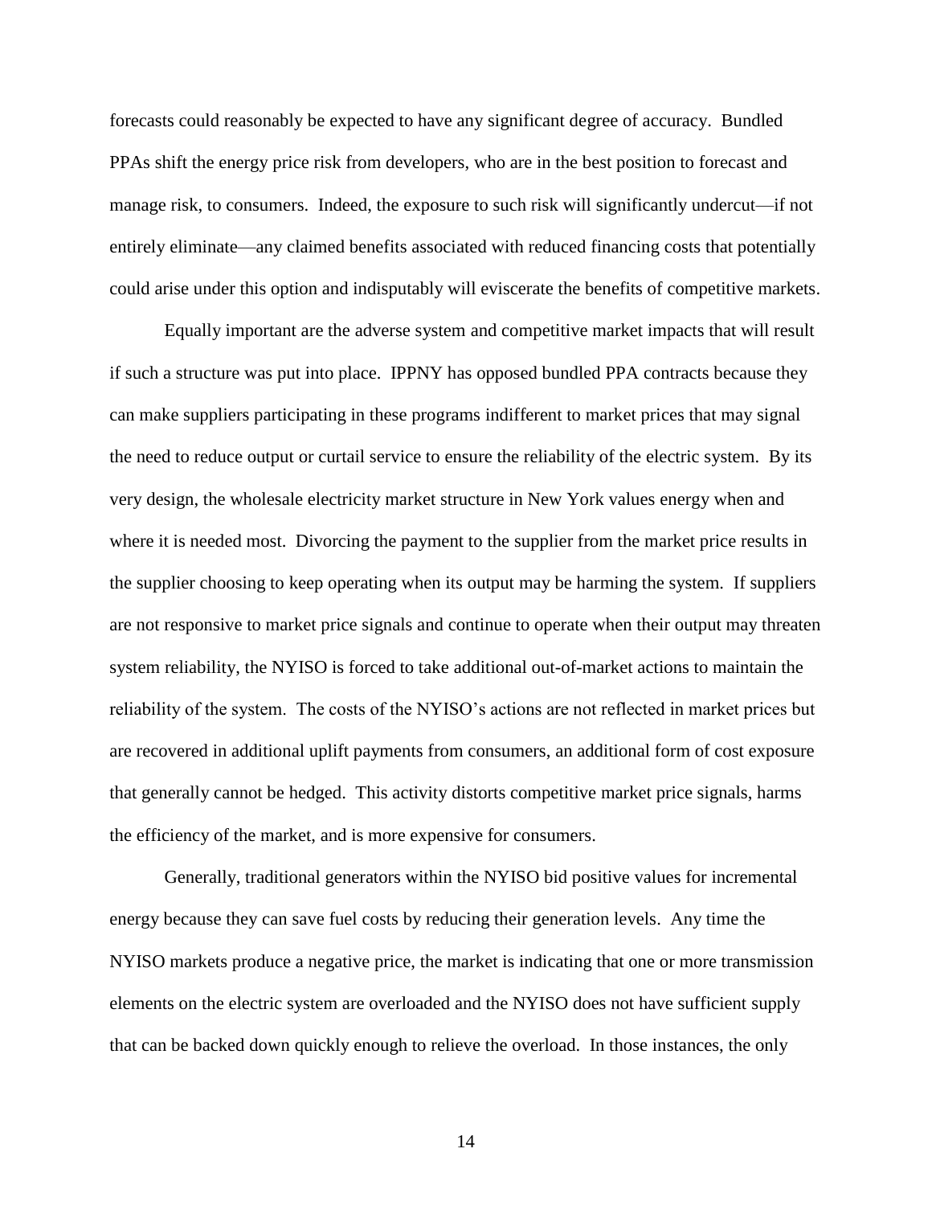forecasts could reasonably be expected to have any significant degree of accuracy. Bundled PPAs shift the energy price risk from developers, who are in the best position to forecast and manage risk, to consumers. Indeed, the exposure to such risk will significantly undercut—if not entirely eliminate—any claimed benefits associated with reduced financing costs that potentially could arise under this option and indisputably will eviscerate the benefits of competitive markets.

Equally important are the adverse system and competitive market impacts that will result if such a structure was put into place. IPPNY has opposed bundled PPA contracts because they can make suppliers participating in these programs indifferent to market prices that may signal the need to reduce output or curtail service to ensure the reliability of the electric system. By its very design, the wholesale electricity market structure in New York values energy when and where it is needed most. Divorcing the payment to the supplier from the market price results in the supplier choosing to keep operating when its output may be harming the system. If suppliers are not responsive to market price signals and continue to operate when their output may threaten system reliability, the NYISO is forced to take additional out-of-market actions to maintain the reliability of the system. The costs of the NYISO's actions are not reflected in market prices but are recovered in additional uplift payments from consumers, an additional form of cost exposure that generally cannot be hedged. This activity distorts competitive market price signals, harms the efficiency of the market, and is more expensive for consumers.

Generally, traditional generators within the NYISO bid positive values for incremental energy because they can save fuel costs by reducing their generation levels. Any time the NYISO markets produce a negative price, the market is indicating that one or more transmission elements on the electric system are overloaded and the NYISO does not have sufficient supply that can be backed down quickly enough to relieve the overload. In those instances, the only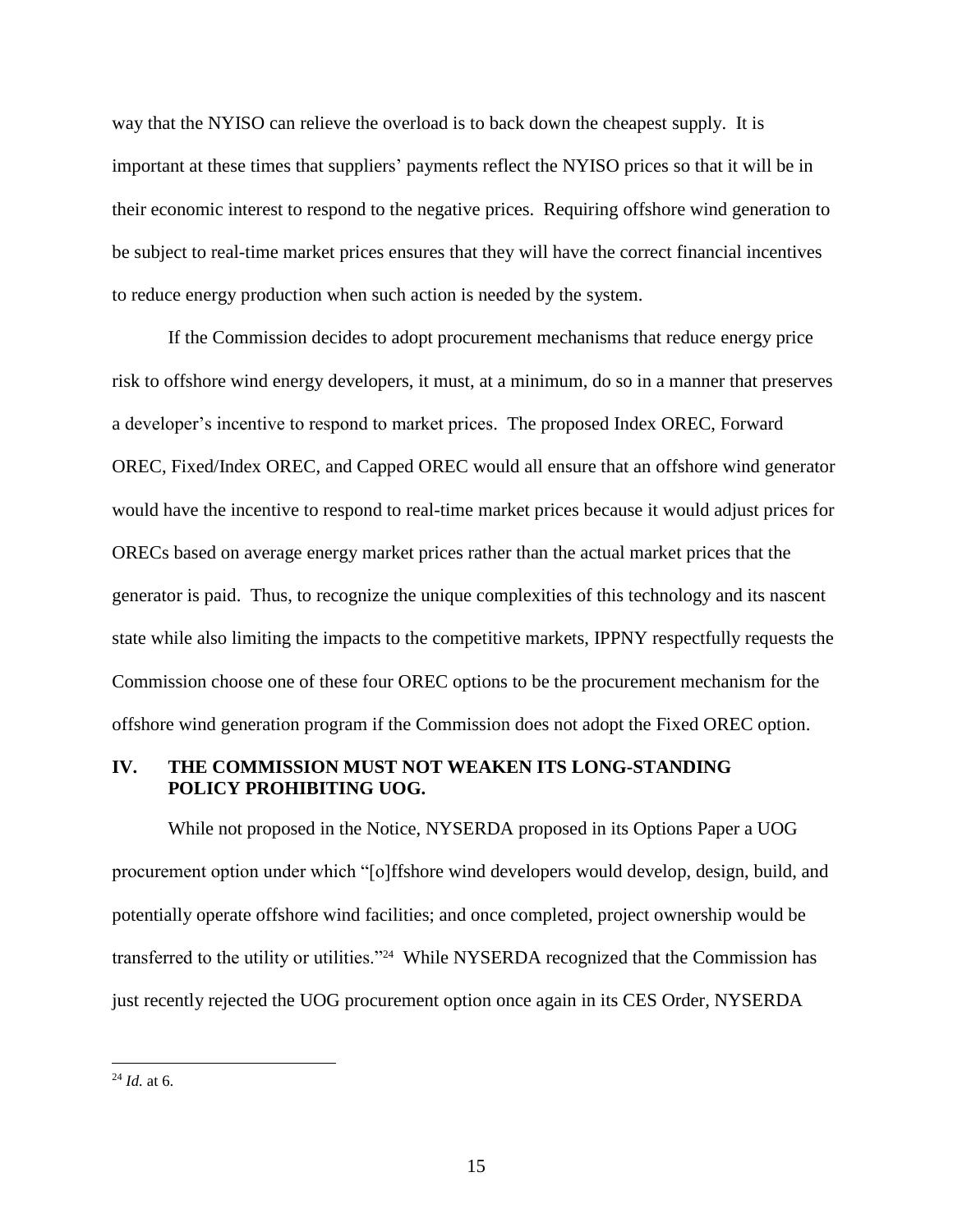way that the NYISO can relieve the overload is to back down the cheapest supply. It is important at these times that suppliers' payments reflect the NYISO prices so that it will be in their economic interest to respond to the negative prices. Requiring offshore wind generation to be subject to real-time market prices ensures that they will have the correct financial incentives to reduce energy production when such action is needed by the system.

If the Commission decides to adopt procurement mechanisms that reduce energy price risk to offshore wind energy developers, it must, at a minimum, do so in a manner that preserves a developer's incentive to respond to market prices. The proposed Index OREC, Forward OREC, Fixed/Index OREC, and Capped OREC would all ensure that an offshore wind generator would have the incentive to respond to real-time market prices because it would adjust prices for ORECs based on average energy market prices rather than the actual market prices that the generator is paid. Thus, to recognize the unique complexities of this technology and its nascent state while also limiting the impacts to the competitive markets, IPPNY respectfully requests the Commission choose one of these four OREC options to be the procurement mechanism for the offshore wind generation program if the Commission does not adopt the Fixed OREC option.

## IV. THE COMMISSION MUST NOT WEAKEN ITS LONG-STANDING POLICY PROHIBITING UOG.

While not proposed in the Notice, NYSERDA proposed in its Options Paper a UOG procurement option under which "[o]ffshore wind developers would develop, design, build, and potentially operate offshore wind facilities; and once completed, project ownership would be transferred to the utility or utilities."[24] While NYSERDA recognized that the Commission has just recently rejected the UOG procurement option once again in its CES Order, NYSERDA

---

[24] *Id.* at 6.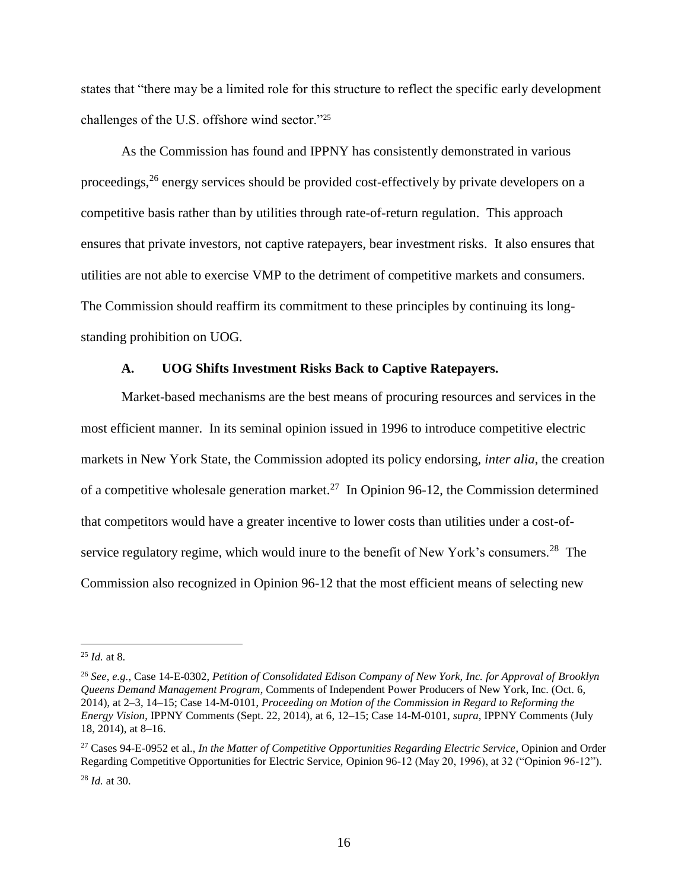states that "there may be a limited role for this structure to reflect the specific early development challenges of the U.S. offshore wind sector."[25]

As the Commission has found and IPPNY has consistently demonstrated in various proceedings,[26] energy services should be provided cost-effectively by private developers on a competitive basis rather than by utilities through rate-of-return regulation. This approach ensures that private investors, not captive ratepayers, bear investment risks. It also ensures that utilities are not able to exercise VMP to the detriment of competitive markets and consumers. The Commission should reaffirm its commitment to these principles by continuing its long-standing prohibition on UOG.

### A. UOG Shifts Investment Risks Back to Captive Ratepayers.

Market-based mechanisms are the best means of procuring resources and services in the most efficient manner. In its seminal opinion issued in 1996 to introduce competitive electric markets in New York State, the Commission adopted its policy endorsing, *inter alia*, the creation of a competitive wholesale generation market.[27] In Opinion 96-12, the Commission determined that competitors would have a greater incentive to lower costs than utilities under a cost-of-service regulatory regime, which would inure to the benefit of New York's consumers.[28] The Commission also recognized in Opinion 96-12 that the most efficient means of selecting new

---

[25] *Id.* at 8.

[26] *See, e.g.*, Case 14-E-0302, *Petition of Consolidated Edison Company of New York, Inc. for Approval of Brooklyn Queens Demand Management Program*, Comments of Independent Power Producers of New York, Inc. (Oct. 6, 2014), at 2–3, 14–15; Case 14-M-0101, *Proceeding on Motion of the Commission in Regard to Reforming the Energy Vision*, IPPNY Comments (Sept. 22, 2014), at 6, 12–15; Case 14-M-0101, *supra*, IPPNY Comments (July 18, 2014), at 8–16.

[27] Cases 94-E-0952 et al., *In the Matter of Competitive Opportunities Regarding Electric Service*, Opinion and Order Regarding Competitive Opportunities for Electric Service, Opinion 96-12 (May 20, 1996), at 32 ("Opinion 96-12").

[28] *Id.* at 30.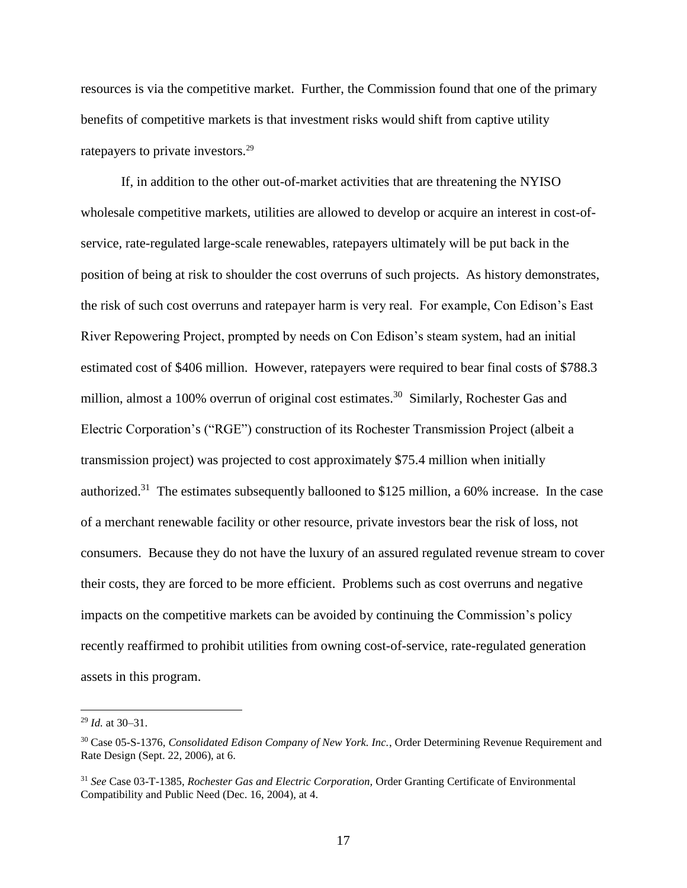resources is via the competitive market. Further, the Commission found that one of the primary benefits of competitive markets is that investment risks would shift from captive utility ratepayers to private investors.[29]

If, in addition to the other out-of-market activities that are threatening the NYISO wholesale competitive markets, utilities are allowed to develop or acquire an interest in cost-of-service, rate-regulated large-scale renewables, ratepayers ultimately will be put back in the position of being at risk to shoulder the cost overruns of such projects. As history demonstrates, the risk of such cost overruns and ratepayer harm is very real. For example, Con Edison's East River Repowering Project, prompted by needs on Con Edison's steam system, had an initial estimated cost of $406 million. However, ratepayers were required to bear final costs of $788.3 million, almost a 100% overrun of original cost estimates.[30] Similarly, Rochester Gas and Electric Corporation's ("RGE") construction of its Rochester Transmission Project (albeit a transmission project) was projected to cost approximately $75.4 million when initially authorized.[31] The estimates subsequently ballooned to $125 million, a 60% increase. In the case of a merchant renewable facility or other resource, private investors bear the risk of loss, not consumers. Because they do not have the luxury of an assured regulated revenue stream to cover their costs, they are forced to be more efficient. Problems such as cost overruns and negative impacts on the competitive markets can be avoided by continuing the Commission's policy recently reaffirmed to prohibit utilities from owning cost-of-service, rate-regulated generation assets in this program.

---

[29] *Id.* at 30–31.

[30] Case 05-S-1376, *Consolidated Edison Company of New York. Inc.*, Order Determining Revenue Requirement and Rate Design (Sept. 22, 2006), at 6.

[31] *See* Case 03-T-1385, *Rochester Gas and Electric Corporation*, Order Granting Certificate of Environmental Compatibility and Public Need (Dec. 16, 2004), at 4.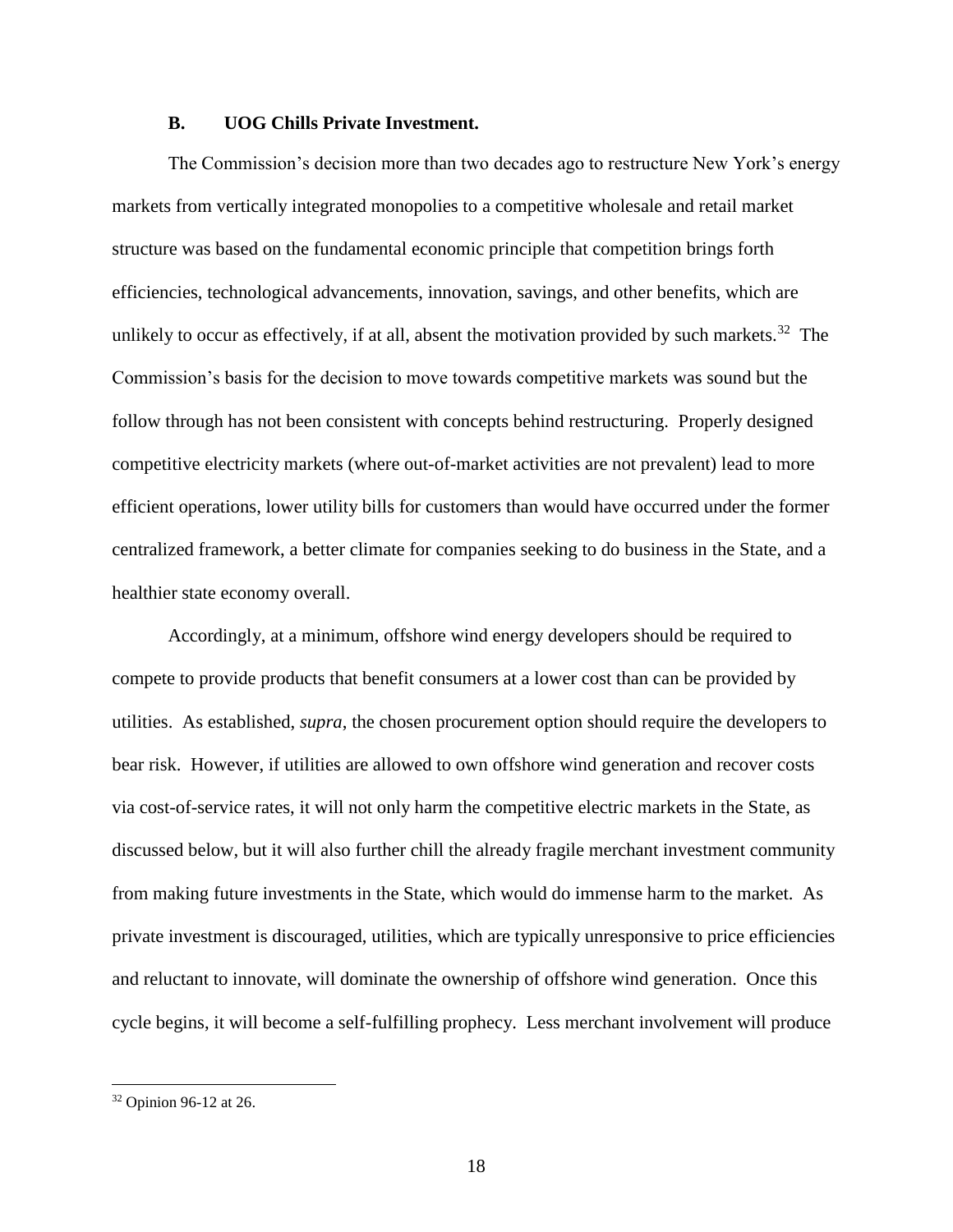### B. UOG Chills Private Investment.

The Commission's decision more than two decades ago to restructure New York's energy markets from vertically integrated monopolies to a competitive wholesale and retail market structure was based on the fundamental economic principle that competition brings forth efficiencies, technological advancements, innovation, savings, and other benefits, which are unlikely to occur as effectively, if at all, absent the motivation provided by such markets.[32] The Commission's basis for the decision to move towards competitive markets was sound but the follow through has not been consistent with concepts behind restructuring. Properly designed competitive electricity markets (where out-of-market activities are not prevalent) lead to more efficient operations, lower utility bills for customers than would have occurred under the former centralized framework, a better climate for companies seeking to do business in the State, and a healthier state economy overall.

Accordingly, at a minimum, offshore wind energy developers should be required to compete to provide products that benefit consumers at a lower cost than can be provided by utilities. As established, *supra*, the chosen procurement option should require the developers to bear risk. However, if utilities are allowed to own offshore wind generation and recover costs via cost-of-service rates, it will not only harm the competitive electric markets in the State, as discussed below, but it will also further chill the already fragile merchant investment community from making future investments in the State, which would do immense harm to the market. As private investment is discouraged, utilities, which are typically unresponsive to price efficiencies and reluctant to innovate, will dominate the ownership of offshore wind generation. Once this cycle begins, it will become a self-fulfilling prophecy. Less merchant involvement will produce

[32] Opinion 96-12 at 26.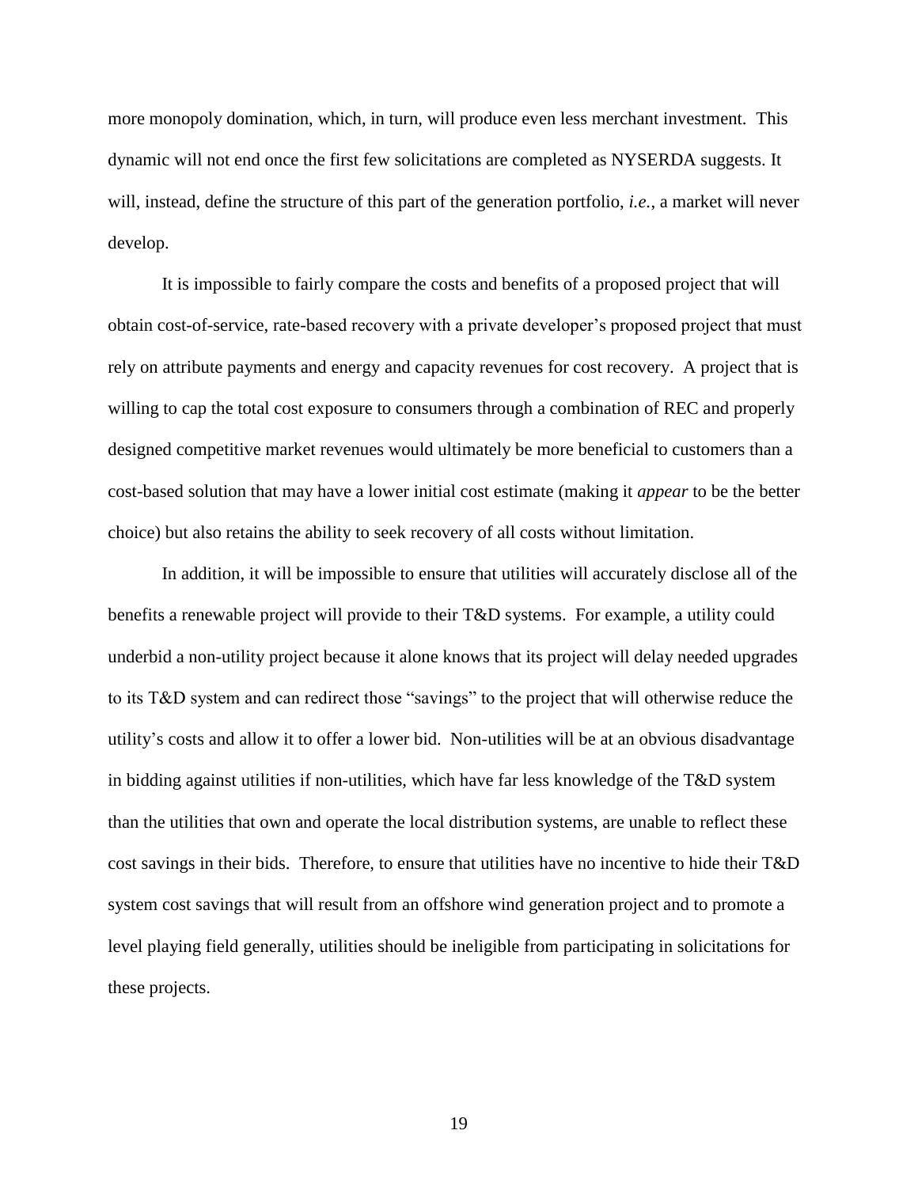more monopoly domination, which, in turn, will produce even less merchant investment. This dynamic will not end once the first few solicitations are completed as NYSERDA suggests. It will, instead, define the structure of this part of the generation portfolio, *i.e.*, a market will never develop.

It is impossible to fairly compare the costs and benefits of a proposed project that will obtain cost-of-service, rate-based recovery with a private developer's proposed project that must rely on attribute payments and energy and capacity revenues for cost recovery. A project that is willing to cap the total cost exposure to consumers through a combination of REC and properly designed competitive market revenues would ultimately be more beneficial to customers than a cost-based solution that may have a lower initial cost estimate (making it *appear* to be the better choice) but also retains the ability to seek recovery of all costs without limitation.

In addition, it will be impossible to ensure that utilities will accurately disclose all of the benefits a renewable project will provide to their T&D systems. For example, a utility could underbid a non-utility project because it alone knows that its project will delay needed upgrades to its T&D system and can redirect those "savings" to the project that will otherwise reduce the utility's costs and allow it to offer a lower bid. Non-utilities will be at an obvious disadvantage in bidding against utilities if non-utilities, which have far less knowledge of the T&D system than the utilities that own and operate the local distribution systems, are unable to reflect these cost savings in their bids. Therefore, to ensure that utilities have no incentive to hide their T&D system cost savings that will result from an offshore wind generation project and to promote a level playing field generally, utilities should be ineligible from participating in solicitations for these projects.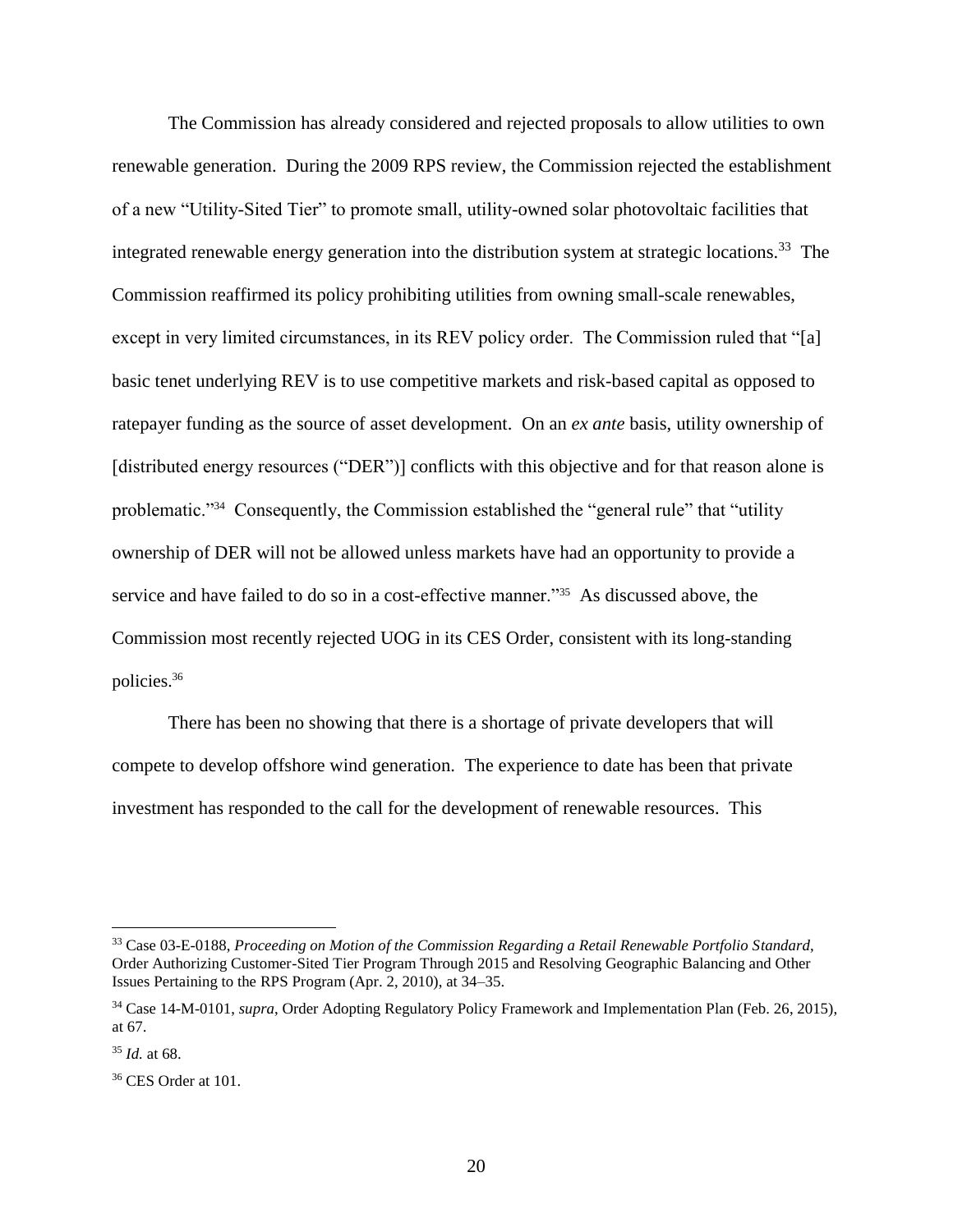The Commission has already considered and rejected proposals to allow utilities to own renewable generation. During the 2009 RPS review, the Commission rejected the establishment of a new "Utility-Sited Tier" to promote small, utility-owned solar photovoltaic facilities that integrated renewable energy generation into the distribution system at strategic locations.[33] The Commission reaffirmed its policy prohibiting utilities from owning small-scale renewables, except in very limited circumstances, in its REV policy order. The Commission ruled that "[a] basic tenet underlying REV is to use competitive markets and risk-based capital as opposed to ratepayer funding as the source of asset development. On an *ex ante* basis, utility ownership of [distributed energy resources ("DER")] conflicts with this objective and for that reason alone is problematic."[34] Consequently, the Commission established the "general rule" that "utility ownership of DER will not be allowed unless markets have had an opportunity to provide a service and have failed to do so in a cost-effective manner."[35] As discussed above, the Commission most recently rejected UOG in its CES Order, consistent with its long-standing policies.[36]

There has been no showing that there is a shortage of private developers that will compete to develop offshore wind generation. The experience to date has been that private investment has responded to the call for the development of renewable resources. This

---

[33] Case 03-E-0188, *Proceeding on Motion of the Commission Regarding a Retail Renewable Portfolio Standard*, Order Authorizing Customer-Sited Tier Program Through 2015 and Resolving Geographic Balancing and Other Issues Pertaining to the RPS Program (Apr. 2, 2010), at 34–35.

[34] Case 14-M-0101, *supra*, Order Adopting Regulatory Policy Framework and Implementation Plan (Feb. 26, 2015), at 67.

[35] *Id.* at 68.

[36] CES Order at 101.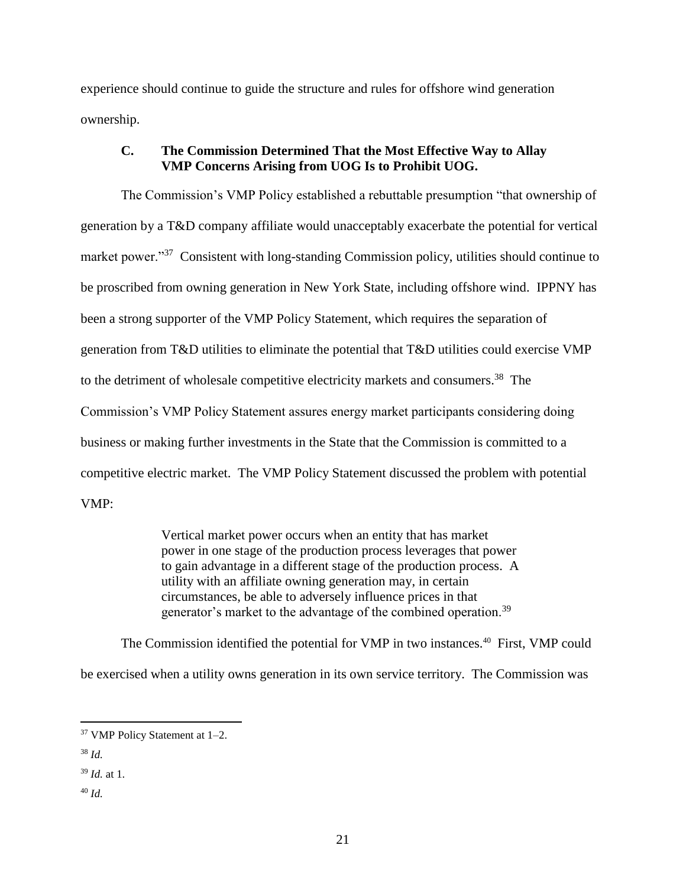experience should continue to guide the structure and rules for offshore wind generation ownership.

### C. The Commission Determined That the Most Effective Way to Allay VMP Concerns Arising from UOG Is to Prohibit UOG.

The Commission's VMP Policy established a rebuttable presumption "that ownership of generation by a T&D company affiliate would unacceptably exacerbate the potential for vertical market power."[37] Consistent with long-standing Commission policy, utilities should continue to be proscribed from owning generation in New York State, including offshore wind. IPPNY has been a strong supporter of the VMP Policy Statement, which requires the separation of generation from T&D utilities to eliminate the potential that T&D utilities could exercise VMP to the detriment of wholesale competitive electricity markets and consumers.[38] The Commission's VMP Policy Statement assures energy market participants considering doing business or making further investments in the State that the Commission is committed to a competitive electric market. The VMP Policy Statement discussed the problem with potential VMP:

> Vertical market power occurs when an entity that has market power in one stage of the production process leverages that power to gain advantage in a different stage of the production process. A utility with an affiliate owning generation may, in certain circumstances, be able to adversely influence prices in that generator's market to the advantage of the combined operation.[39]

The Commission identified the potential for VMP in two instances.[40] First, VMP could be exercised when a utility owns generation in its own service territory. The Commission was

---

[37] VMP Policy Statement at 1–2.

[38] *Id.*

[39] *Id.* at 1.

[40] *Id.*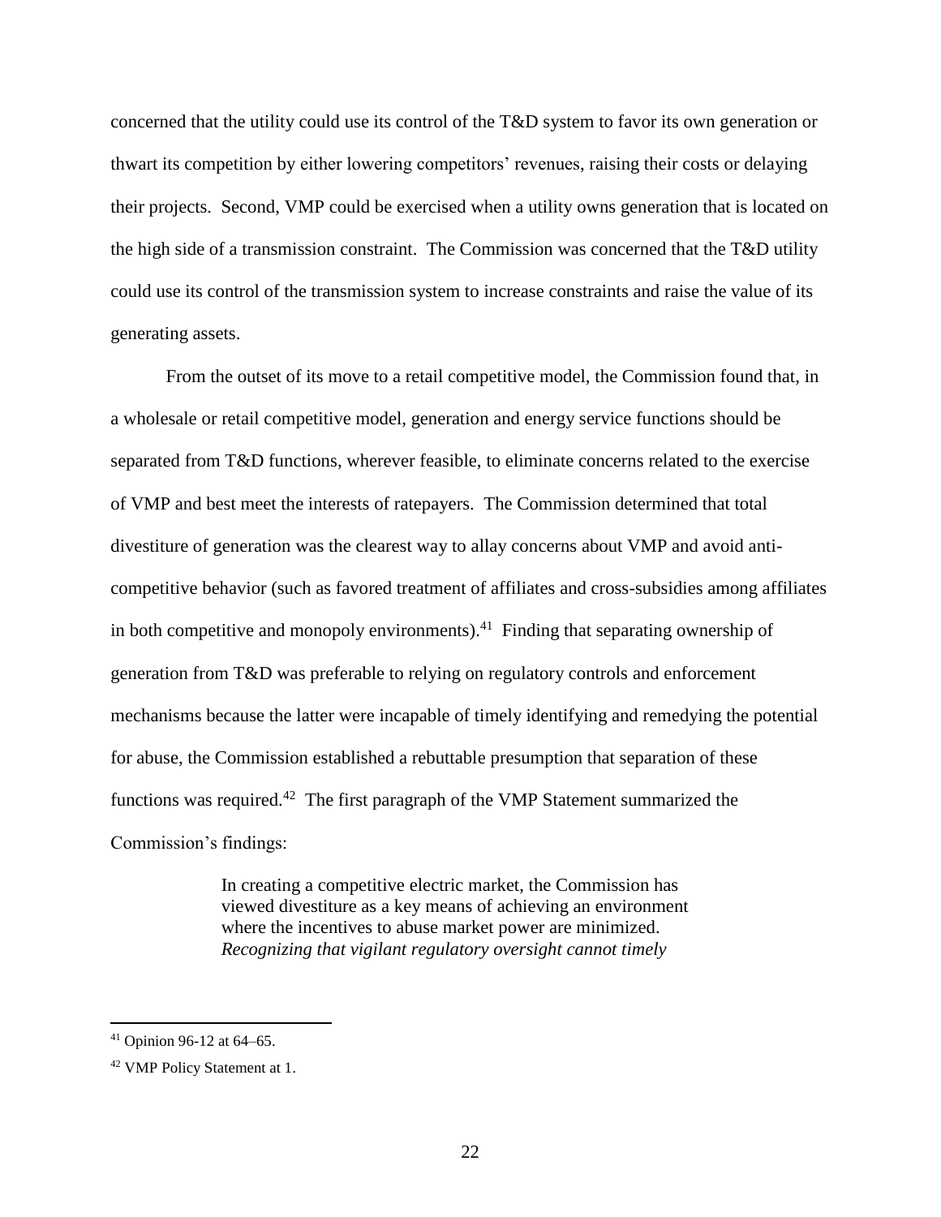concerned that the utility could use its control of the T&D system to favor its own generation or thwart its competition by either lowering competitors' revenues, raising their costs or delaying their projects. Second, VMP could be exercised when a utility owns generation that is located on the high side of a transmission constraint. The Commission was concerned that the T&D utility could use its control of the transmission system to increase constraints and raise the value of its generating assets.

From the outset of its move to a retail competitive model, the Commission found that, in a wholesale or retail competitive model, generation and energy service functions should be separated from T&D functions, wherever feasible, to eliminate concerns related to the exercise of VMP and best meet the interests of ratepayers. The Commission determined that total divestiture of generation was the clearest way to allay concerns about VMP and avoid anti-competitive behavior (such as favored treatment of affiliates and cross-subsidies among affiliates in both competitive and monopoly environments).[41] Finding that separating ownership of generation from T&D was preferable to relying on regulatory controls and enforcement mechanisms because the latter were incapable of timely identifying and remedying the potential for abuse, the Commission established a rebuttable presumption that separation of these functions was required.[42] The first paragraph of the VMP Statement summarized the Commission's findings:

> In creating a competitive electric market, the Commission has viewed divestiture as a key means of achieving an environment where the incentives to abuse market power are minimized. *Recognizing that vigilant regulatory oversight cannot timely*

[41] Opinion 96-12 at 64–65.

[42] VMP Policy Statement at 1.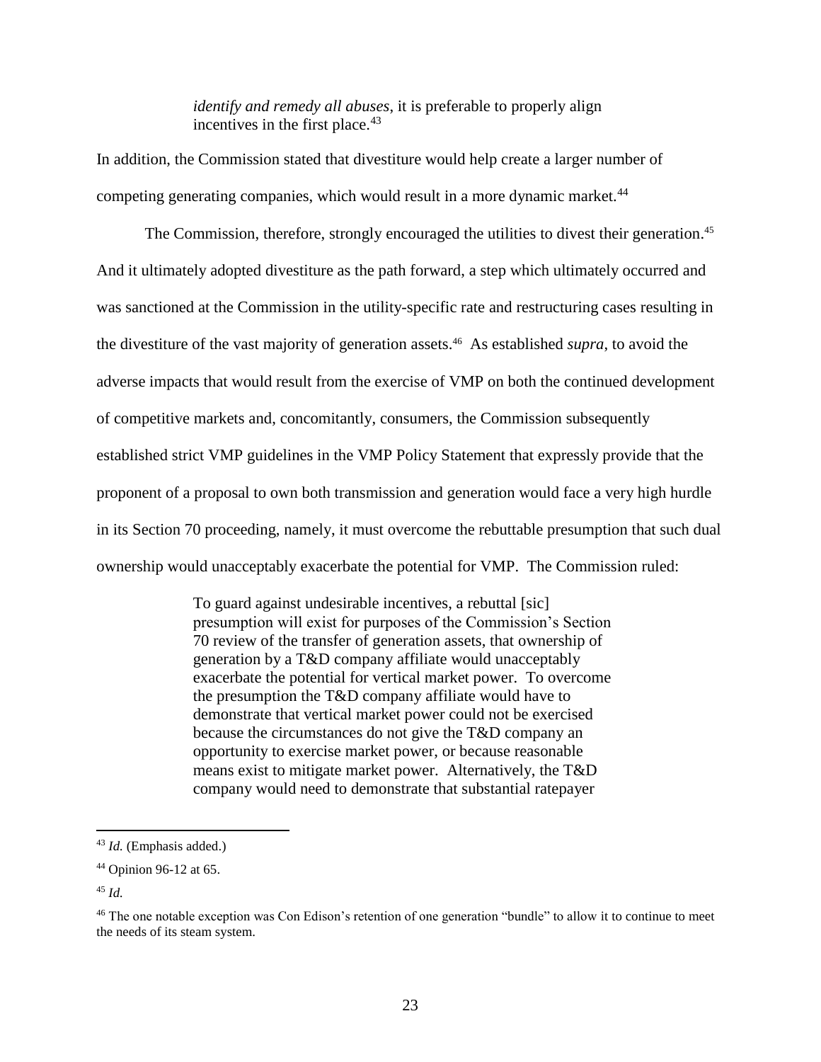> *identify and remedy all abuses*, it is preferable to properly align incentives in the first place.[43]

In addition, the Commission stated that divestiture would help create a larger number of competing generating companies, which would result in a more dynamic market.[44]

The Commission, therefore, strongly encouraged the utilities to divest their generation.[45] And it ultimately adopted divestiture as the path forward, a step which ultimately occurred and was sanctioned at the Commission in the utility-specific rate and restructuring cases resulting in the divestiture of the vast majority of generation assets.[46] As established *supra*, to avoid the adverse impacts that would result from the exercise of VMP on both the continued development of competitive markets and, concomitantly, consumers, the Commission subsequently established strict VMP guidelines in the VMP Policy Statement that expressly provide that the proponent of a proposal to own both transmission and generation would face a very high hurdle in its Section 70 proceeding, namely, it must overcome the rebuttable presumption that such dual ownership would unacceptably exacerbate the potential for VMP. The Commission ruled:

> To guard against undesirable incentives, a rebuttal [sic] presumption will exist for purposes of the Commission's Section 70 review of the transfer of generation assets, that ownership of generation by a T&D company affiliate would unacceptably exacerbate the potential for vertical market power. To overcome the presumption the T&D company affiliate would have to demonstrate that vertical market power could not be exercised because the circumstances do not give the T&D company an opportunity to exercise market power, or because reasonable means exist to mitigate market power. Alternatively, the T&D company would need to demonstrate that substantial ratepayer

---

[43] *Id.* (Emphasis added.)

[44] Opinion 96-12 at 65.

[45] *Id.*

[46] The one notable exception was Con Edison's retention of one generation "bundle" to allow it to continue to meet the needs of its steam system.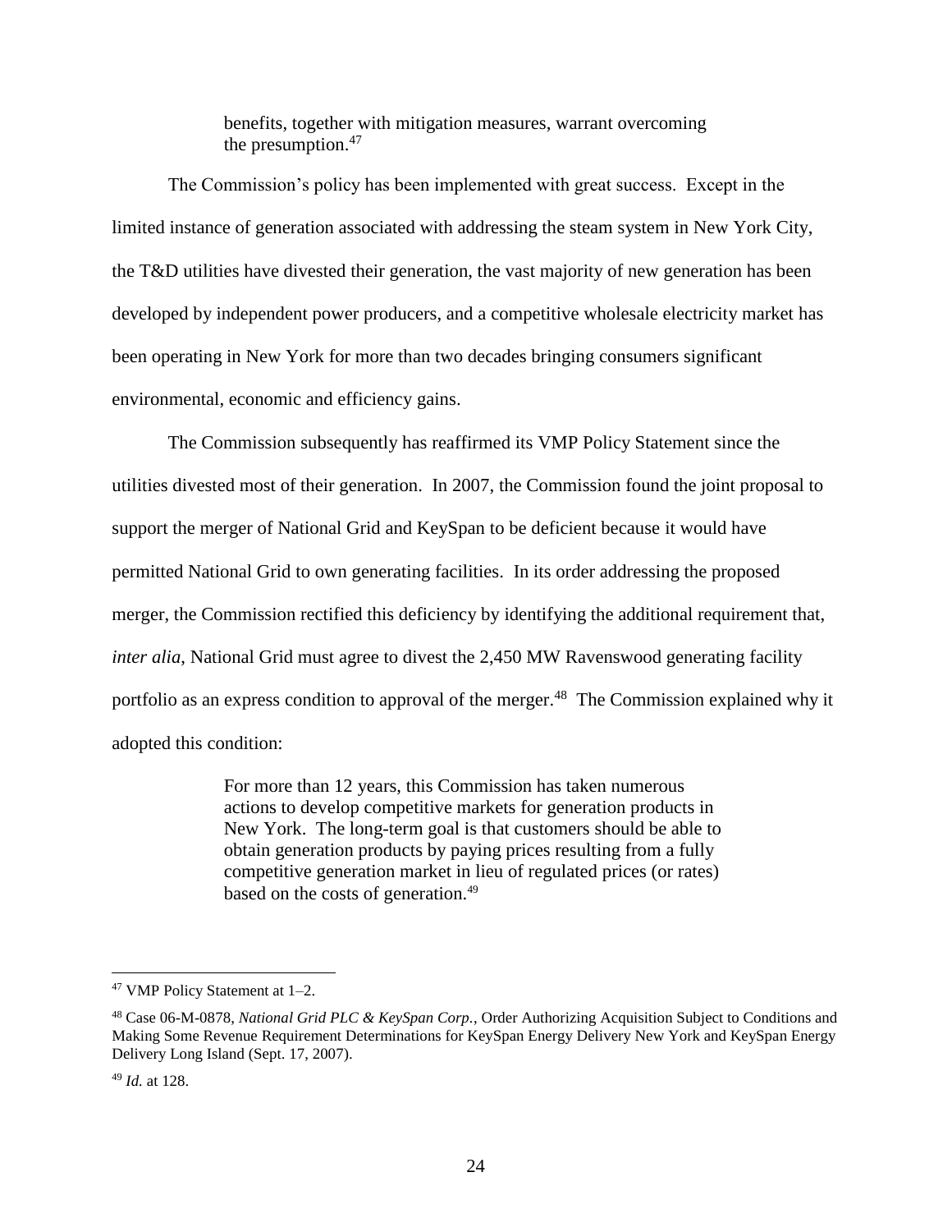> benefits, together with mitigation measures, warrant overcoming the presumption.[47]

The Commission's policy has been implemented with great success. Except in the limited instance of generation associated with addressing the steam system in New York City, the T&D utilities have divested their generation, the vast majority of new generation has been developed by independent power producers, and a competitive wholesale electricity market has been operating in New York for more than two decades bringing consumers significant environmental, economic and efficiency gains.

The Commission subsequently has reaffirmed its VMP Policy Statement since the utilities divested most of their generation. In 2007, the Commission found the joint proposal to support the merger of National Grid and KeySpan to be deficient because it would have permitted National Grid to own generating facilities. In its order addressing the proposed merger, the Commission rectified this deficiency by identifying the additional requirement that, *inter alia*, National Grid must agree to divest the 2,450 MW Ravenswood generating facility portfolio as an express condition to approval of the merger.[48] The Commission explained why it adopted this condition:

> For more than 12 years, this Commission has taken numerous actions to develop competitive markets for generation products in New York. The long-term goal is that customers should be able to obtain generation products by paying prices resulting from a fully competitive generation market in lieu of regulated prices (or rates) based on the costs of generation.[49]

---

[47] VMP Policy Statement at 1–2.

[48] Case 06-M-0878, *National Grid PLC & KeySpan Corp.*, Order Authorizing Acquisition Subject to Conditions and Making Some Revenue Requirement Determinations for KeySpan Energy Delivery New York and KeySpan Energy Delivery Long Island (Sept. 17, 2007).

[49] *Id.* at 128.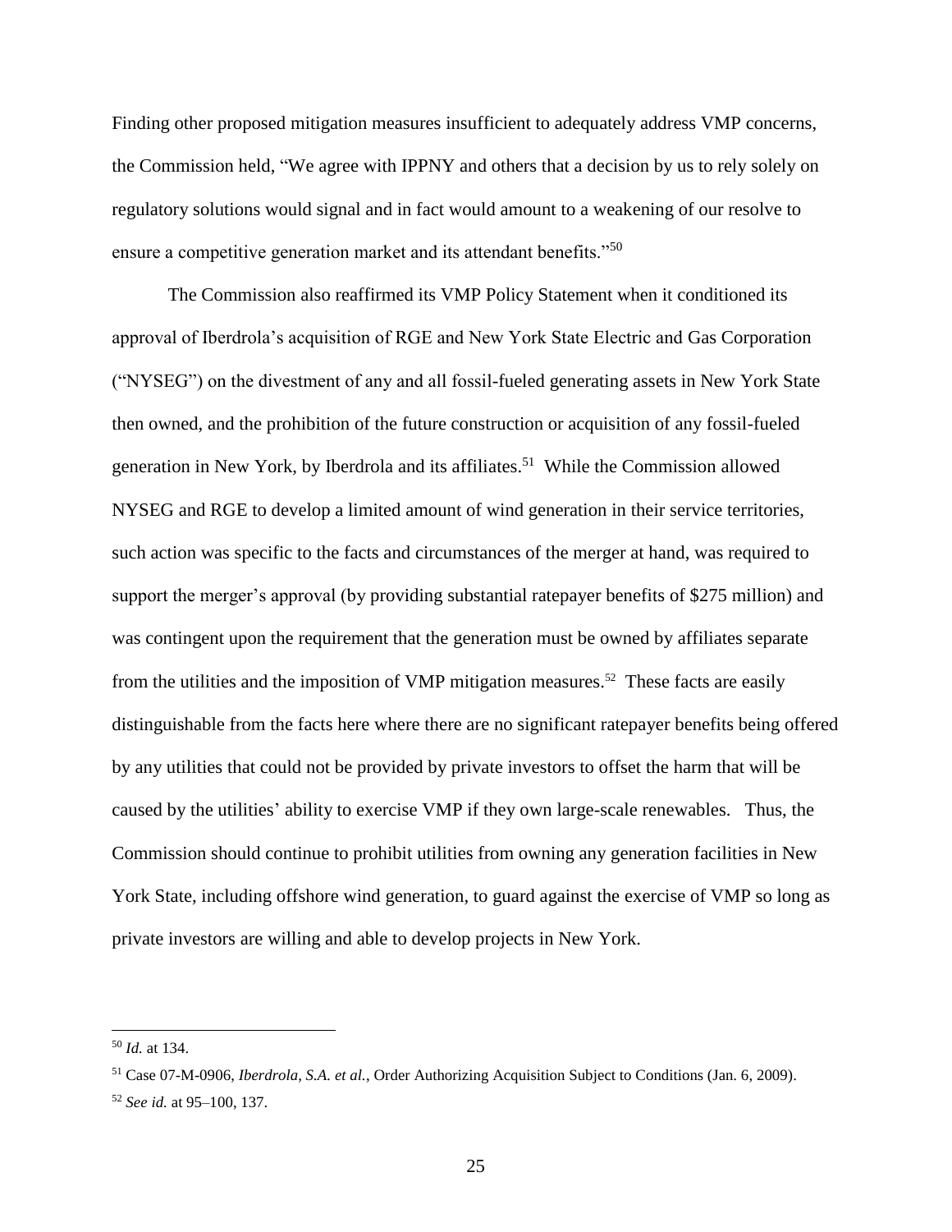Finding other proposed mitigation measures insufficient to adequately address VMP concerns, the Commission held, "We agree with IPPNY and others that a decision by us to rely solely on regulatory solutions would signal and in fact would amount to a weakening of our resolve to ensure a competitive generation market and its attendant benefits."[50]

The Commission also reaffirmed its VMP Policy Statement when it conditioned its approval of Iberdrola's acquisition of RGE and New York State Electric and Gas Corporation ("NYSEG") on the divestment of any and all fossil-fueled generating assets in New York State then owned, and the prohibition of the future construction or acquisition of any fossil-fueled generation in New York, by Iberdrola and its affiliates.[51] While the Commission allowed NYSEG and RGE to develop a limited amount of wind generation in their service territories, such action was specific to the facts and circumstances of the merger at hand, was required to support the merger's approval (by providing substantial ratepayer benefits of $275 million) and was contingent upon the requirement that the generation must be owned by affiliates separate from the utilities and the imposition of VMP mitigation measures.[52] These facts are easily distinguishable from the facts here where there are no significant ratepayer benefits being offered by any utilities that could not be provided by private investors to offset the harm that will be caused by the utilities' ability to exercise VMP if they own large-scale renewables. Thus, the Commission should continue to prohibit utilities from owning any generation facilities in New York State, including offshore wind generation, to guard against the exercise of VMP so long as private investors are willing and able to develop projects in New York.

---

[50] *Id.* at 134.

[51] Case 07-M-0906, *Iberdrola, S.A. et al.*, Order Authorizing Acquisition Subject to Conditions (Jan. 6, 2009).

[52] *See id.* at 95–100, 137.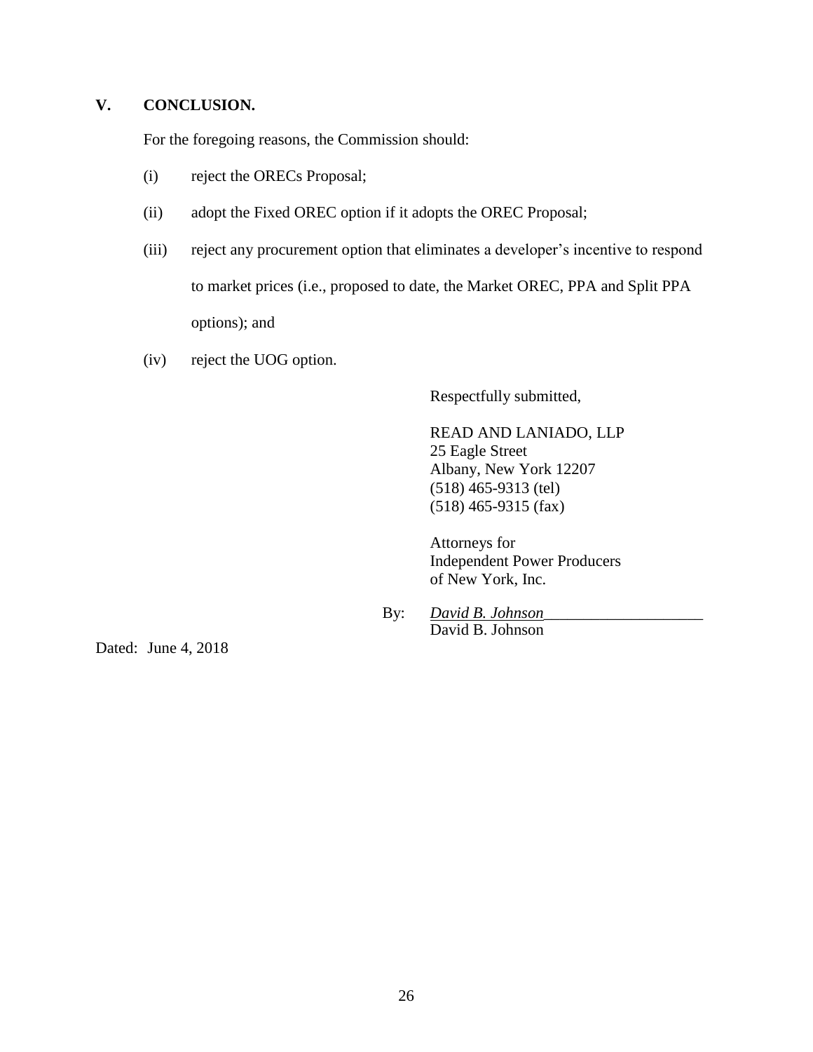## V. CONCLUSION.

For the foregoing reasons, the Commission should:

(i) reject the ORECs Proposal;

(ii) adopt the Fixed OREC option if it adopts the OREC Proposal;

(iii) reject any procurement option that eliminates a developer's incentive to respond to market prices (i.e., proposed to date, the Market OREC, PPA and Split PPA options); and

(iv) reject the UOG option.

Respectfully submitted,

READ AND LANIADO, LLP
25 Eagle Street
Albany, New York 12207
(518) 465-9313 (tel)
(518) 465-9315 (fax)

Attorneys for
Independent Power Producers
of New York, Inc.

By: *David B. Johnson*____________________
David B. Johnson

Dated: June 4, 2018